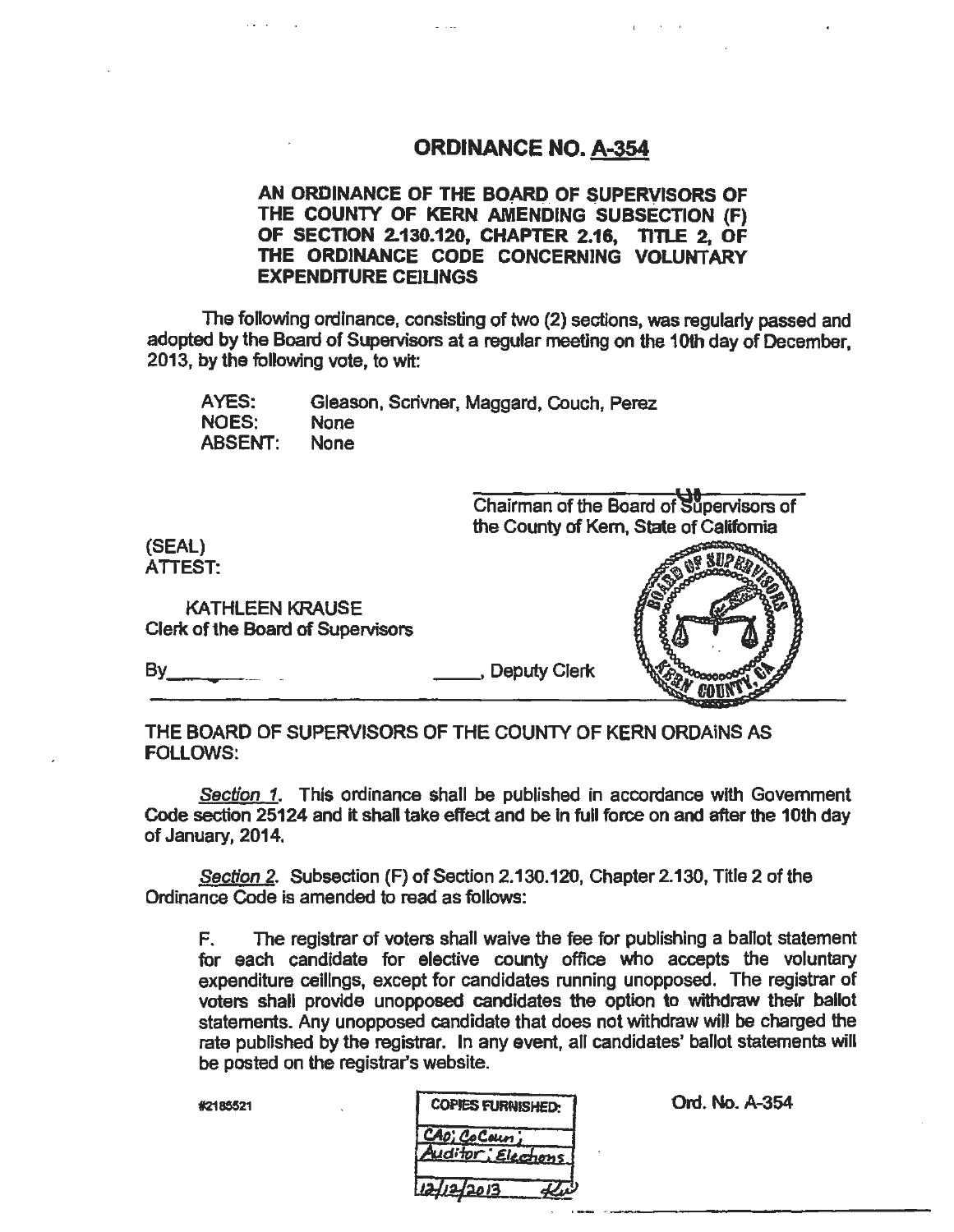# ORDINANCE NO. A-354

**AN ORDINANCE OF THE BOARD OF SUPERVISORS OF THE COUNTY OF KERN AMENDING SUBSECTION (F) OF SECTION 2.130.120, CHAPTER 2.16, TITLE 2, OF THE ORDINANCE CODE CONCERNING VOLUNTARY EXPENDITURE CEILINGS**

The following ordinance, consisting of two (2) sections, was regularly passed and adopted by the Board of Supervisors at a regular meeting on the 10th day of December, 2013, by the following vote, to wit:

| | |
|---|---|
| AYES: | Gleason, Scrivner, Maggard, Couch, Perez |
| NOES: | None |
| ABSENT: | None |

Chairman of the Board of Supervisors of the County of Kern, State of California

(SEAL)
ATTEST:

KATHLEEN KRAUSE
Clerk of the Board of Supervisors

By\_\_\_\_\_\_\_\_\_\_\_\_\_\_\_\_\_\_\_\_\_\_\_\_\_\_\_, Deputy Clerk

THE BOARD OF SUPERVISORS OF THE COUNTY OF KERN ORDAINS AS FOLLOWS:

*Section 1.* This ordinance shall be published in accordance with Government Code section 25124 and it shall take effect and be in full force on and after the 10th day of January, 2014.

*Section 2.* Subsection (F) of Section 2.130.120, Chapter 2.130, Title 2 of the Ordinance Code is amended to read as follows:

> F. The registrar of voters shall waive the fee for publishing a ballot statement for each candidate for elective county office who accepts the voluntary expenditure ceilings, except for candidates running unopposed. The registrar of voters shall provide unopposed candidates the option to withdraw their ballot statements. Any unopposed candidate that does not withdraw will be charged the rate published by the registrar. In any event, all candidates' ballot statements will be posted on the registrar's website.

#2185521

| COPIES FURNISHED: |
|---|
| CAO; CoCoun; |
| Auditor; Elections |
| 12/12/2013 |

Ord. No. A-354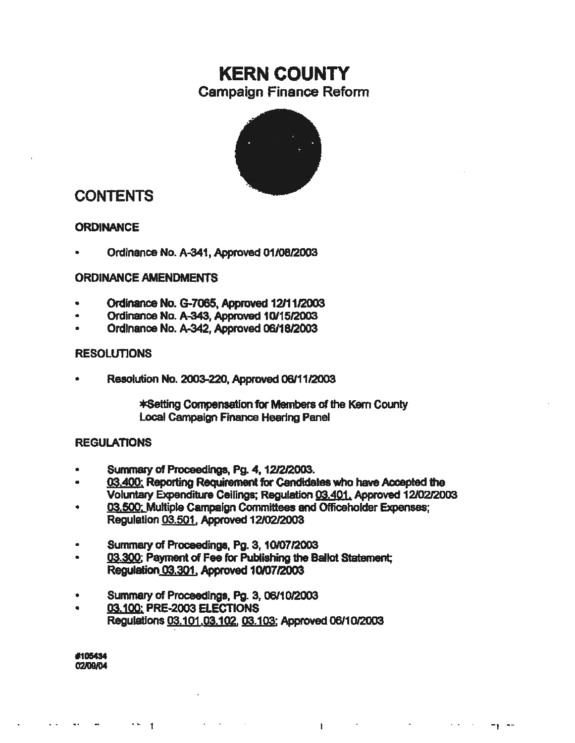# KERN COUNTY

## Campaign Finance Reform

## CONTENTS

### ORDINANCE

- Ordinance No. A-341, Approved 01/08/2003

### ORDINANCE AMENDMENTS

- **Ordinance No. G-7065, Approved 12/11/2003**
- Ordinance No. A-343, Approved 10/15/2003
- Ordinance No. A-342, Approved 06/16/2003

### RESOLUTIONS

- Resolution No. 2003-220, Approved 06/11/2003

  *Setting Compensation for Members of the Kern County Local Campaign Finance Hearing Panel

### REGULATIONS

- Summary of Proceedings, Pg. 4, 12/2/2003.
- 03.400: Reporting Requirement for Candidates who have Accepted the Voluntary Expenditure Ceilings; Regulation 03.401, Approved 12/02/2003
- 03.500: Multiple Campaign Committees and Officeholder Expenses; Regulation 03.501, Approved 12/02/2003

- Summary of Proceedings, Pg. 3, 10/07/2003
- 03.300: Payment of Fee for Publishing the Ballot Statement; Regulation 03.301, Approved 10/07/2003

- Summary of Proceedings, Pg. 3, 06/10/2003
- 03.100: PRE-2003 ELECTIONS
  Regulations 03.101, 03.102, 03.103; Approved 06/10/2003

#105434
02/09/04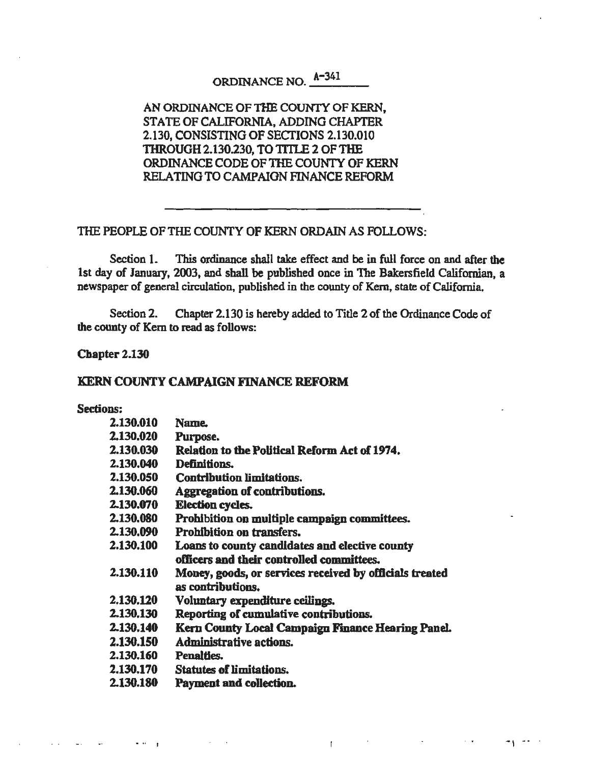# ORDINANCE NO. A-341

AN ORDINANCE OF THE COUNTY OF KERN, STATE OF CALIFORNIA, ADDING CHAPTER 2.130, CONSISTING OF SECTIONS 2.130.010 THROUGH 2.130.230, TO TITLE 2 OF THE ORDINANCE CODE OF THE COUNTY OF KERN RELATING TO CAMPAIGN FINANCE REFORM

---

THE PEOPLE OF THE COUNTY OF KERN ORDAIN AS FOLLOWS:

Section 1. This ordinance shall take effect and be in full force on and after the 1st day of January, 2003, and shall be published once in The Bakersfield Californian, a newspaper of general circulation, published in the county of Kern, state of California.

Section 2. Chapter 2.130 is hereby added to Title 2 of the Ordinance Code of the county of Kern to read as follows:

## Chapter 2.130

## KERN COUNTY CAMPAIGN FINANCE REFORM

**Sections:**

| | |
|---|---|
| **2.130.010** | **Name.** |
| **2.130.020** | **Purpose.** |
| **2.130.030** | **Relation to the Political Reform Act of 1974.** |
| **2.130.040** | **Definitions.** |
| **2.130.050** | **Contribution limitations.** |
| **2.130.060** | **Aggregation of contributions.** |
| **2.130.070** | **Election cycles.** |
| **2.130.080** | **Prohibition on multiple campaign committees.** |
| **2.130.090** | **Prohibition on transfers.** |
| **2.130.100** | **Loans to county candidates and elective county officers and their controlled committees.** |
| **2.130.110** | **Money, goods, or services received by officials treated as contributions.** |
| **2.130.120** | **Voluntary expenditure ceilings.** |
| **2.130.130** | **Reporting of cumulative contributions.** |
| **2.130.140** | **Kern County Local Campaign Finance Hearing Panel.** |
| **2.130.150** | **Administrative actions.** |
| **2.130.160** | **Penalties.** |
| **2.130.170** | **Statutes of limitations.** |
| **2.130.180** | **Payment and collection.** |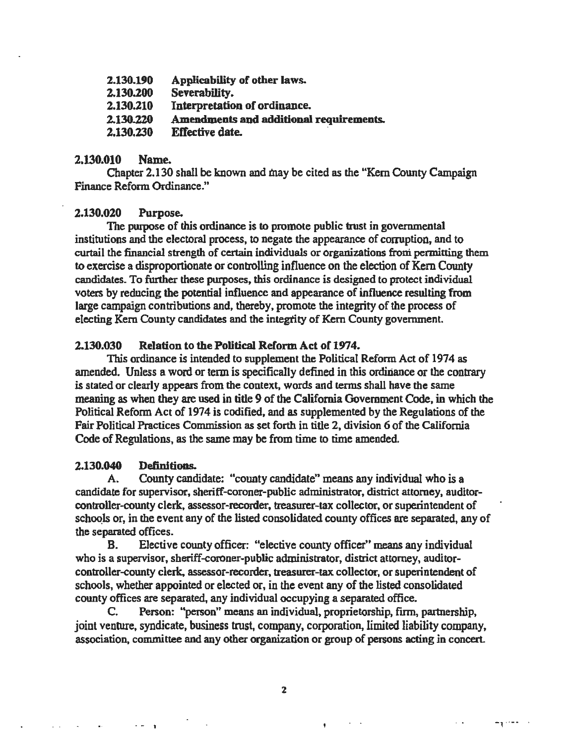| | |
|---|---|
| **2.130.190** | **Applicability of other laws.** |
| **2.130.200** | **Severability.** |
| **2.130.210** | **Interpretation of ordinance.** |
| **2.130.220** | **Amendments and additional requirements.** |
| **2.130.230** | **Effective date.** |

### 2.130.010 Name.

Chapter 2.130 shall be known and may be cited as the "Kern County Campaign Finance Reform Ordinance."

### 2.130.020 Purpose.

The purpose of this ordinance is to promote public trust in governmental institutions and the electoral process, to negate the appearance of corruption, and to curtail the financial strength of certain individuals or organizations from permitting them to exercise a disproportionate or controlling influence on the election of Kern County candidates. To further these purposes, this ordinance is designed to protect individual voters by reducing the potential influence and appearance of influence resulting from large campaign contributions and, thereby, promote the integrity of the process of electing Kern County candidates and the integrity of Kern County government.

### 2.130.030 Relation to the Political Reform Act of 1974.

This ordinance is intended to supplement the Political Reform Act of 1974 as amended. Unless a word or term is specifically defined in this ordinance or the contrary is stated or clearly appears from the context, words and terms shall have the same meaning as when they are used in title 9 of the California Government Code, in which the Political Reform Act of 1974 is codified, and as supplemented by the Regulations of the Fair Political Practices Commission as set forth in title 2, division 6 of the California Code of Regulations, as the same may be from time to time amended.

### 2.130.040 Definitions.

A. County candidate: "county candidate" means any individual who is a candidate for supervisor, sheriff-coroner-public administrator, district attorney, auditor-controller-county clerk, assessor-recorder, treasurer-tax collector, or superintendent of schools or, in the event any of the listed consolidated county offices are separated, any of the separated offices.

B. Elective county officer: "elective county officer" means any individual who is a supervisor, sheriff-coroner-public administrator, district attorney, auditor-controller-county clerk, assessor-recorder, treasurer-tax collector, or superintendent of schools, whether appointed or elected or, in the event any of the listed consolidated county offices are separated, any individual occupying a separated office.

C. Person: "person" means an individual, proprietorship, firm, partnership, joint venture, syndicate, business trust, company, corporation, limited liability company, association, committee and any other organization or group of persons acting in concert.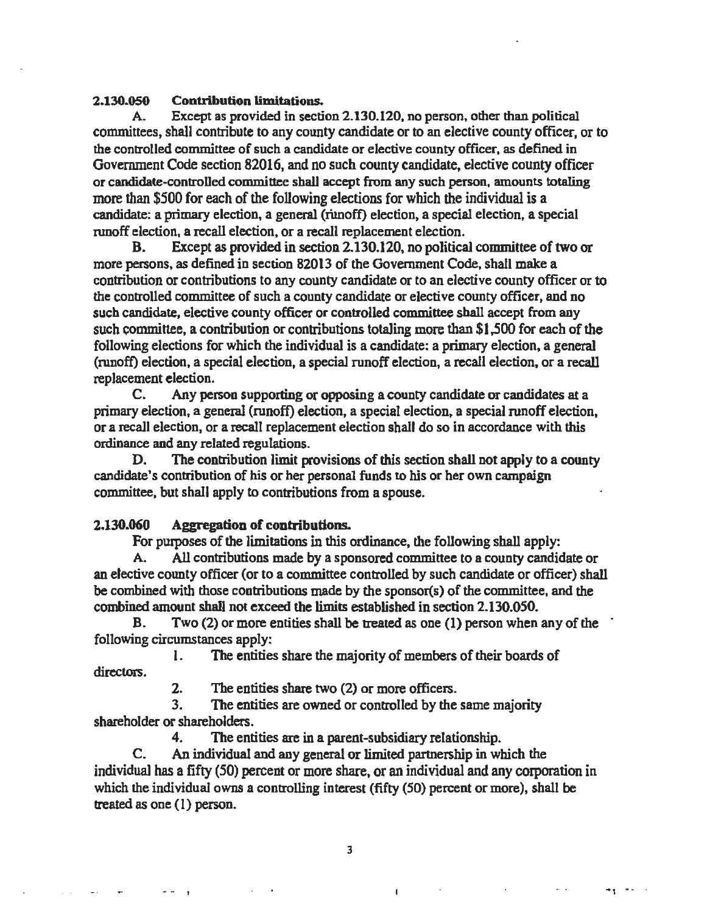**2.130.050 Contribution limitations.**

A. Except as provided in section 2.130.120, no person, other than political committees, shall contribute to any county candidate or to an elective county officer, or to the controlled committee of such a candidate or elective county officer, as defined in Government Code section 82016, and no such county candidate, elective county officer or candidate-controlled committee shall accept from any such person, amounts totaling more than $500 for each of the following elections for which the individual is a candidate: a primary election, a general (runoff) election, a special election, a special runoff election, a recall election, or a recall replacement election.

B. Except as provided in section 2.130.120, no political committee of two or more persons, as defined in section 82013 of the Government Code, shall make a contribution or contributions to any county candidate or to an elective county officer or to the controlled committee of such a county candidate or elective county officer, and no such candidate, elective county officer or controlled committee shall accept from any such committee, a contribution or contributions totaling more than $1,500 for each of the following elections for which the individual is a candidate: a primary election, a general (runoff) election, a special election, a special runoff election, a recall election, or a recall replacement election.

C. Any person supporting or opposing a county candidate or candidates at a primary election, a general (runoff) election, a special election, a special runoff election, or a recall election, or a recall replacement election shall do so in accordance with this ordinance and any related regulations.

D. The contribution limit provisions of this section shall not apply to a county candidate's contribution of his or her personal funds to his or her own campaign committee, but shall apply to contributions from a spouse.

**2.130.060 Aggregation of contributions.**

For purposes of the limitations in this ordinance, the following shall apply:

A. All contributions made by a sponsored committee to a county candidate or an elective county officer (or to a committee controlled by such candidate or officer) shall be combined with those contributions made by the sponsor(s) of the committee, and the combined amount shall not exceed the limits established in section 2.130.050.

B. Two (2) or more entities shall be treated as one (1) person when any of the following circumstances apply:

1. The entities share the majority of members of their boards of directors.
2. The entities share two (2) or more officers.
3. The entities are owned or controlled by the same majority shareholder or shareholders.
4. The entities are in a parent-subsidiary relationship.

C. An individual and any general or limited partnership in which the individual has a fifty (50) percent or more share, or an individual and any corporation in which the individual owns a controlling interest (fifty (50) percent or more), shall be treated as one (1) person.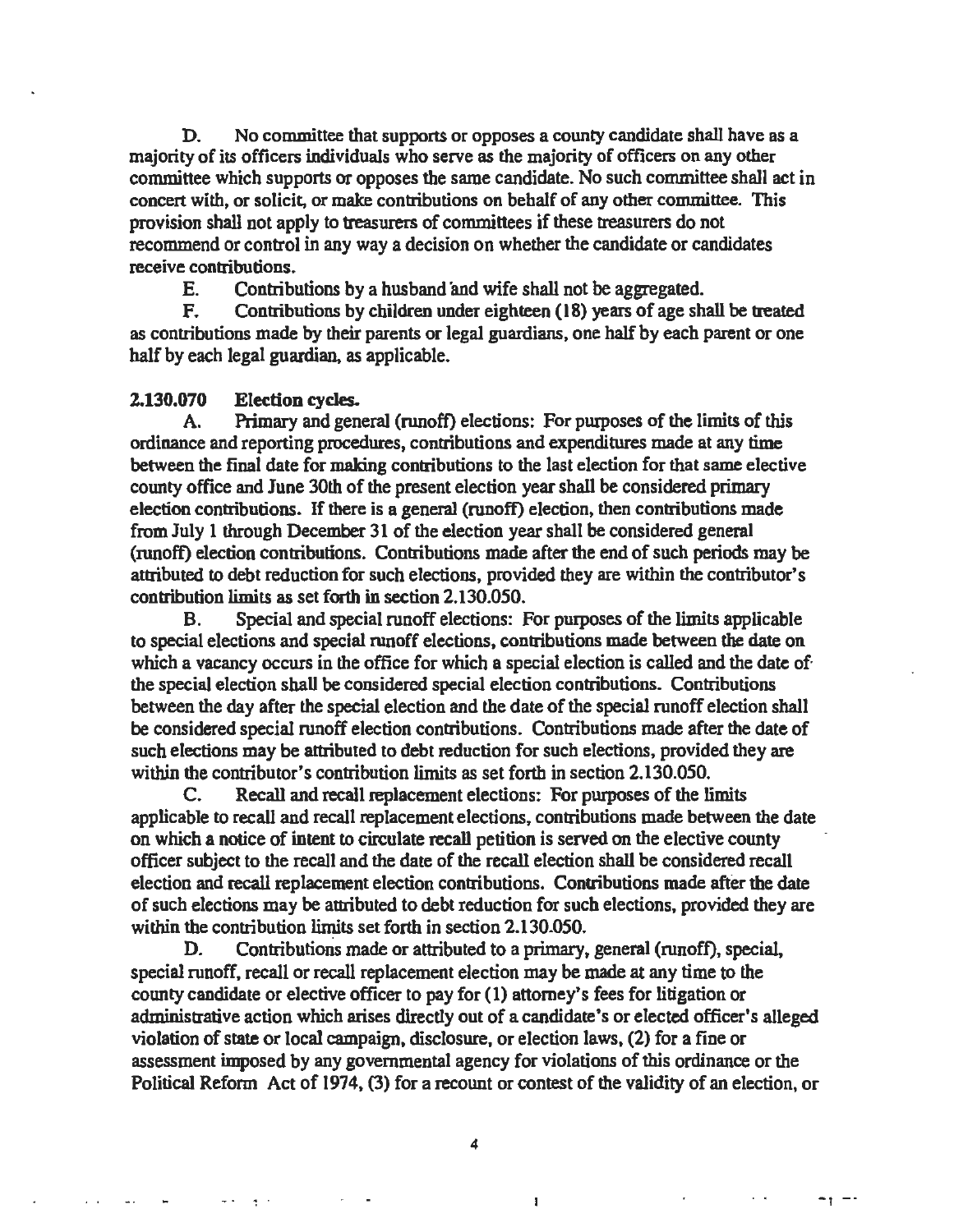D. No committee that supports or opposes a county candidate shall have as a majority of its officers individuals who serve as the majority of officers on any other committee which supports or opposes the same candidate. No such committee shall act in concert with, or solicit, or make contributions on behalf of any other committee. This provision shall not apply to treasurers of committees if these treasurers do not recommend or control in any way a decision on whether the candidate or candidates receive contributions.

E. Contributions by a husband and wife shall not be aggregated.

F. Contributions by children under eighteen (18) years of age shall be treated as contributions made by their parents or legal guardians, one half by each parent or one half by each legal guardian, as applicable.

**2.130.070 Election cycles.**

A. Primary and general (runoff) elections: For purposes of the limits of this ordinance and reporting procedures, contributions and expenditures made at any time between the final date for making contributions to the last election for that same elective county office and June 30th of the present election year shall be considered primary election contributions. If there is a general (runoff) election, then contributions made from July 1 through December 31 of the election year shall be considered general (runoff) election contributions. Contributions made after the end of such periods may be attributed to debt reduction for such elections, provided they are within the contributor's contribution limits as set forth in section 2.130.050.

B. Special and special runoff elections: For purposes of the limits applicable to special elections and special runoff elections, contributions made between the date on which a vacancy occurs in the office for which a special election is called and the date of the special election shall be considered special election contributions. Contributions between the day after the special election and the date of the special runoff election shall be considered special runoff election contributions. Contributions made after the date of such elections may be attributed to debt reduction for such elections, provided they are within the contributor's contribution limits as set forth in section 2.130.050.

C. Recall and recall replacement elections: For purposes of the limits applicable to recall and recall replacement elections, contributions made between the date on which a notice of intent to circulate recall petition is served on the elective county officer subject to the recall and the date of the recall election shall be considered recall election and recall replacement election contributions. Contributions made after the date of such elections may be attributed to debt reduction for such elections, provided they are within the contribution limits set forth in section 2.130.050.

D. Contributions made or attributed to a primary, general (runoff), special, special runoff, recall or recall replacement election may be made at any time to the county candidate or elective officer to pay for (1) attorney's fees for litigation or administrative action which arises directly out of a candidate's or elected officer's alleged violation of state or local campaign, disclosure, or election laws, (2) for a fine or assessment imposed by any governmental agency for violations of this ordinance or the Political Reform Act of 1974, (3) for a recount or contest of the validity of an election, or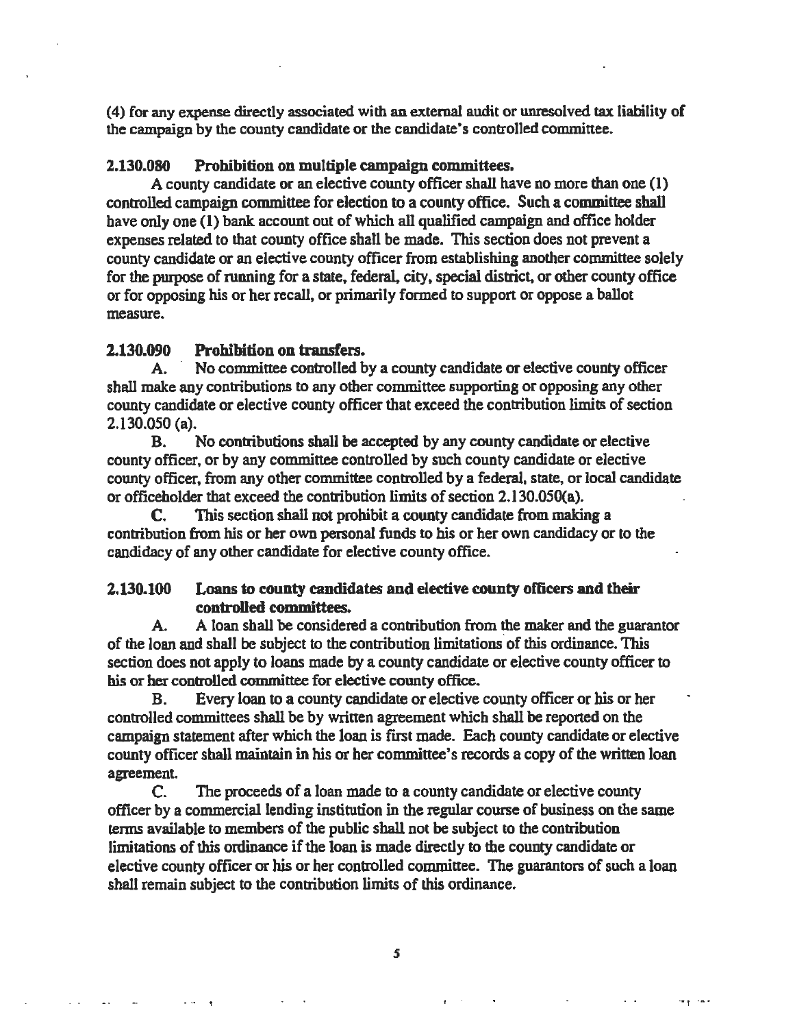(4) for any expense directly associated with an external audit or unresolved tax liability of the campaign by the county candidate or the candidate's controlled committee.

### 2.130.080 Prohibition on multiple campaign committees.

A county candidate or an elective county officer shall have no more than one (1) controlled campaign committee for election to a county office. Such a committee shall have only one (1) bank account out of which all qualified campaign and office holder expenses related to that county office shall be made. This section does not prevent a county candidate or an elective county officer from establishing another committee solely for the purpose of running for a state, federal, city, special district, or other county office or for opposing his or her recall, or primarily formed to support or oppose a ballot measure.

### 2.130.090 Prohibition on transfers.

A. No committee controlled by a county candidate or elective county officer shall make any contributions to any other committee supporting or opposing any other county candidate or elective county officer that exceed the contribution limits of section 2.130.050 (a).

B. No contributions shall be accepted by any county candidate or elective county officer, or by any committee controlled by such county candidate or elective county officer, from any other committee controlled by a federal, state, or local candidate or officeholder that exceed the contribution limits of section 2.130.050(a).

C. This section shall not prohibit a county candidate from making a contribution from his or her own personal funds to his or her own candidacy or to the candidacy of any other candidate for elective county office.

### 2.130.100 Loans to county candidates and elective county officers and their controlled committees.

A. A loan shall be considered a contribution from the maker and the guarantor of the loan and shall be subject to the contribution limitations of this ordinance. This section does not apply to loans made by a county candidate or elective county officer to his or her controlled committee for elective county office.

B. Every loan to a county candidate or elective county officer or his or her controlled committees shall be by written agreement which shall be reported on the campaign statement after which the loan is first made. Each county candidate or elective county officer shall maintain in his or her committee's records a copy of the written loan agreement.

C. The proceeds of a loan made to a county candidate or elective county officer by a commercial lending institution in the regular course of business on the same terms available to members of the public shall not be subject to the contribution limitations of this ordinance if the loan is made directly to the county candidate or elective county officer or his or her controlled committee. The guarantors of such a loan shall remain subject to the contribution limits of this ordinance.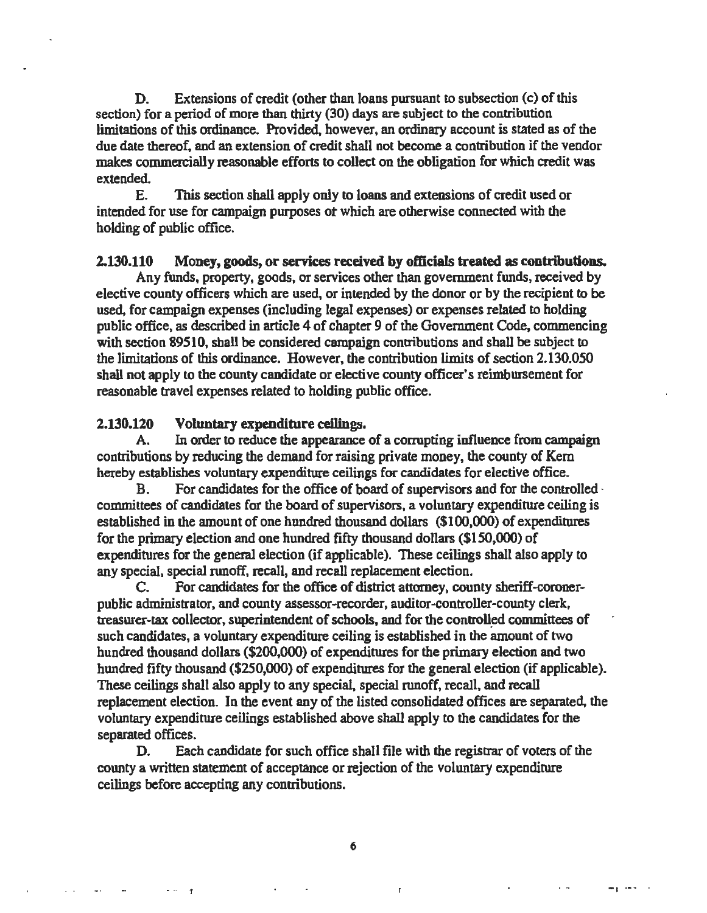D. Extensions of credit (other than loans pursuant to subsection (c) of this section) for a period of more than thirty (30) days are subject to the contribution limitations of this ordinance. Provided, however, an ordinary account is stated as of the due date thereof, and an extension of credit shall not become a contribution if the vendor makes commercially reasonable efforts to collect on the obligation for which credit was extended.

E. This section shall apply only to loans and extensions of credit used or intended for use for campaign purposes or which are otherwise connected with the holding of public office.

**2.130.110 Money, goods, or services received by officials treated as contributions.**

Any funds, property, goods, or services other than government funds, received by elective county officers which are used, or intended by the donor or by the recipient to be used, for campaign expenses (including legal expenses) or expenses related to holding public office, as described in article 4 of chapter 9 of the Government Code, commencing with section 89510, shall be considered campaign contributions and shall be subject to the limitations of this ordinance. However, the contribution limits of section 2.130.050 shall not apply to the county candidate or elective county officer's reimbursement for reasonable travel expenses related to holding public office.

**2.130.120 Voluntary expenditure ceilings.**

A. In order to reduce the appearance of a corrupting influence from campaign contributions by reducing the demand for raising private money, the county of Kern hereby establishes voluntary expenditure ceilings for candidates for elective office.

B. For candidates for the office of board of supervisors and for the controlled committees of candidates for the board of supervisors, a voluntary expenditure ceiling is established in the amount of one hundred thousand dollars ($100,000) of expenditures for the primary election and one hundred fifty thousand dollars ($150,000) of expenditures for the general election (if applicable). These ceilings shall also apply to any special, special runoff, recall, and recall replacement election.

C. For candidates for the office of district attorney, county sheriff-coroner-public administrator, and county assessor-recorder, auditor-controller-county clerk, treasurer-tax collector, superintendent of schools, and for the controlled committees of such candidates, a voluntary expenditure ceiling is established in the amount of two hundred thousand dollars ($200,000) of expenditures for the primary election and two hundred fifty thousand dollars ($250,000) of expenditures for the general election (if applicable). These ceilings shall also apply to any special, special runoff, recall, and recall replacement election. In the event any of the listed consolidated offices are separated, the voluntary expenditure ceilings established above shall apply to the candidates for the separated offices.

D. Each candidate for such office shall file with the registrar of voters of the county a written statement of acceptance or rejection of the voluntary expenditure ceilings before accepting any contributions.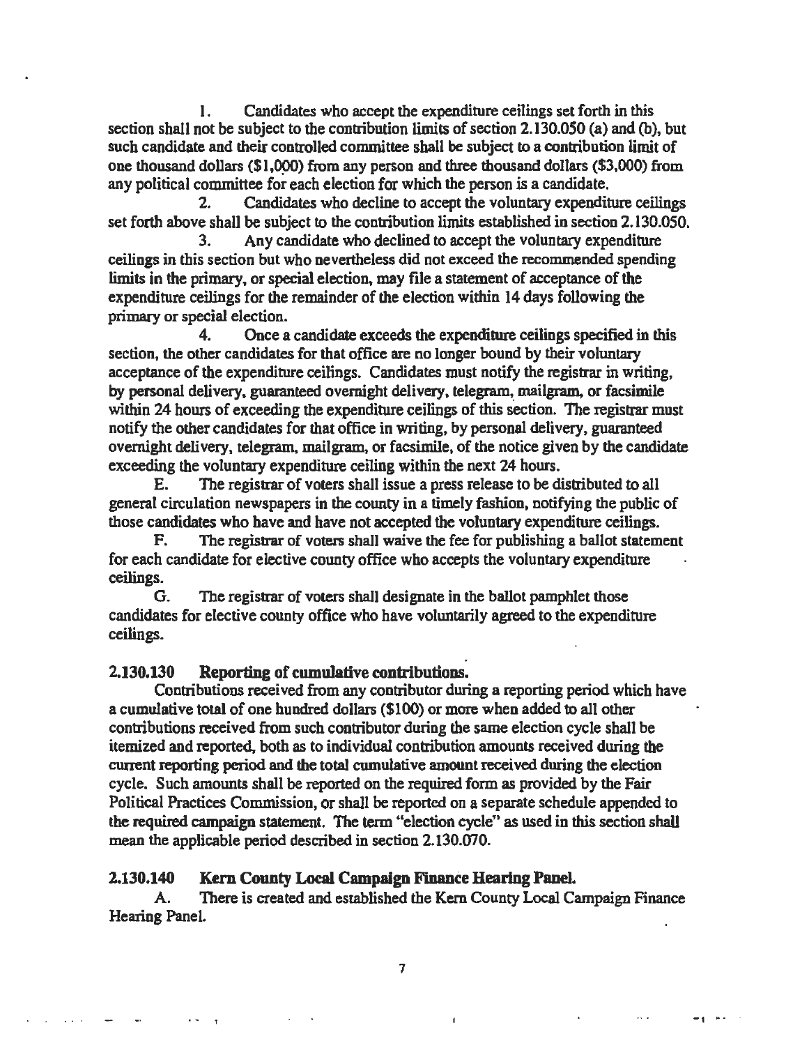1. Candidates who accept the expenditure ceilings set forth in this section shall not be subject to the contribution limits of section 2.130.050 (a) and (b), but such candidate and their controlled committee shall be subject to a contribution limit of one thousand dollars ($1,000) from any person and three thousand dollars ($3,000) from any political committee for each election for which the person is a candidate.

2. Candidates who decline to accept the voluntary expenditure ceilings set forth above shall be subject to the contribution limits established in section 2.130.050.

3. Any candidate who declined to accept the voluntary expenditure ceilings in this section but who nevertheless did not exceed the recommended spending limits in the primary, or special election, may file a statement of acceptance of the expenditure ceilings for the remainder of the election within 14 days following the primary or special election.

4. Once a candidate exceeds the expenditure ceilings specified in this section, the other candidates for that office are no longer bound by their voluntary acceptance of the expenditure ceilings. Candidates must notify the registrar in writing, by personal delivery, guaranteed overnight delivery, telegram, mailgram, or facsimile within 24 hours of exceeding the expenditure ceilings of this section. The registrar must notify the other candidates for that office in writing, by personal delivery, guaranteed overnight delivery, telegram, mailgram, or facsimile, of the notice given by the candidate exceeding the voluntary expenditure ceiling within the next 24 hours.

E. The registrar of voters shall issue a press release to be distributed to all general circulation newspapers in the county in a timely fashion, notifying the public of those candidates who have and have not accepted the voluntary expenditure ceilings.

F. The registrar of voters shall waive the fee for publishing a ballot statement for each candidate for elective county office who accepts the voluntary expenditure ceilings.

G. The registrar of voters shall designate in the ballot pamphlet those candidates for elective county office who have voluntarily agreed to the expenditure ceilings.

### 2.130.130 Reporting of cumulative contributions.

Contributions received from any contributor during a reporting period which have a cumulative total of one hundred dollars ($100) or more when added to all other contributions received from such contributor during the same election cycle shall be itemized and reported, both as to individual contribution amounts received during the current reporting period and the total cumulative amount received during the election cycle. Such amounts shall be reported on the required form as provided by the Fair Political Practices Commission, or shall be reported on a separate schedule appended to the required campaign statement. The term "election cycle" as used in this section shall mean the applicable period described in section 2.130.070.

### 2.130.140 Kern County Local Campaign Finance Hearing Panel.

A. There is created and established the Kern County Local Campaign Finance Hearing Panel.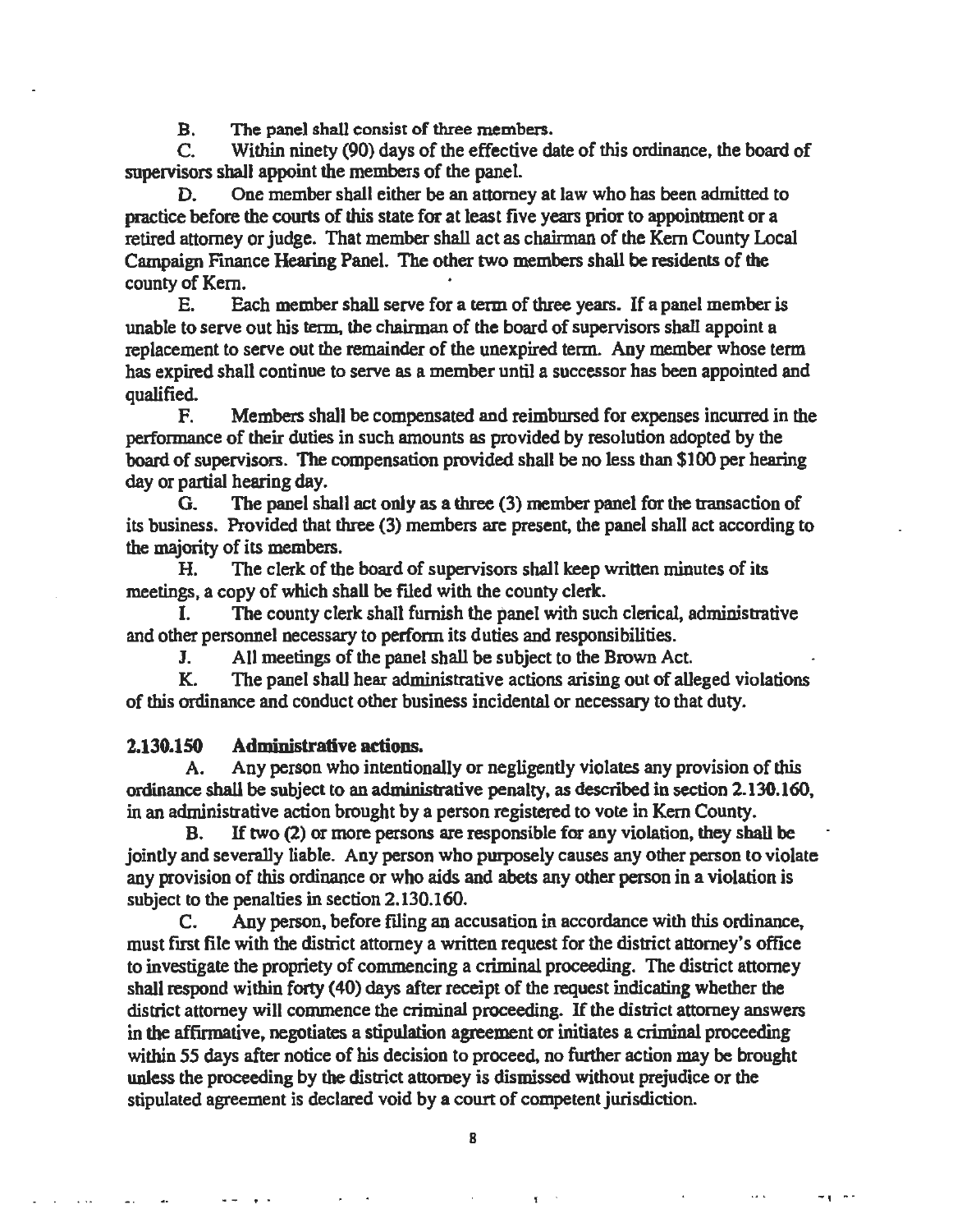B. The panel shall consist of three members.

C. Within ninety (90) days of the effective date of this ordinance, the board of supervisors shall appoint the members of the panel.

D. One member shall either be an attorney at law who has been admitted to practice before the courts of this state for at least five years prior to appointment or a retired attorney or judge. That member shall act as chairman of the Kern County Local Campaign Finance Hearing Panel. The other two members shall be residents of the county of Kern.

E. Each member shall serve for a term of three years. If a panel member is unable to serve out his term, the chairman of the board of supervisors shall appoint a replacement to serve out the remainder of the unexpired term. Any member whose term has expired shall continue to serve as a member until a successor has been appointed and qualified.

F. Members shall be compensated and reimbursed for expenses incurred in the performance of their duties in such amounts as provided by resolution adopted by the board of supervisors. The compensation provided shall be no less than $100 per hearing day or partial hearing day.

G. The panel shall act only as a three (3) member panel for the transaction of its business. Provided that three (3) members are present, the panel shall act according to the majority of its members.

H. The clerk of the board of supervisors shall keep written minutes of its meetings, a copy of which shall be filed with the county clerk.

I. The county clerk shall furnish the panel with such clerical, administrative and other personnel necessary to perform its duties and responsibilities.

J. All meetings of the panel shall be subject to the Brown Act.

K. The panel shall hear administrative actions arising out of alleged violations of this ordinance and conduct other business incidental or necessary to that duty.

### 2.130.150 Administrative actions.

A. Any person who intentionally or negligently violates any provision of this ordinance shall be subject to an administrative penalty, as described in section 2.130.160, in an administrative action brought by a person registered to vote in Kern County.

B. If two (2) or more persons are responsible for any violation, they shall be jointly and severally liable. Any person who purposely causes any other person to violate any provision of this ordinance or who aids and abets any other person in a violation is subject to the penalties in section 2.130.160.

C. Any person, before filing an accusation in accordance with this ordinance, must first file with the district attorney a written request for the district attorney's office to investigate the propriety of commencing a criminal proceeding. The district attorney shall respond within forty (40) days after receipt of the request indicating whether the district attorney will commence the criminal proceeding. If the district attorney answers in the affirmative, negotiates a stipulation agreement or initiates a criminal proceeding within 55 days after notice of his decision to proceed, no further action may be brought unless the proceeding by the district attorney is dismissed without prejudice or the stipulated agreement is declared void by a court of competent jurisdiction.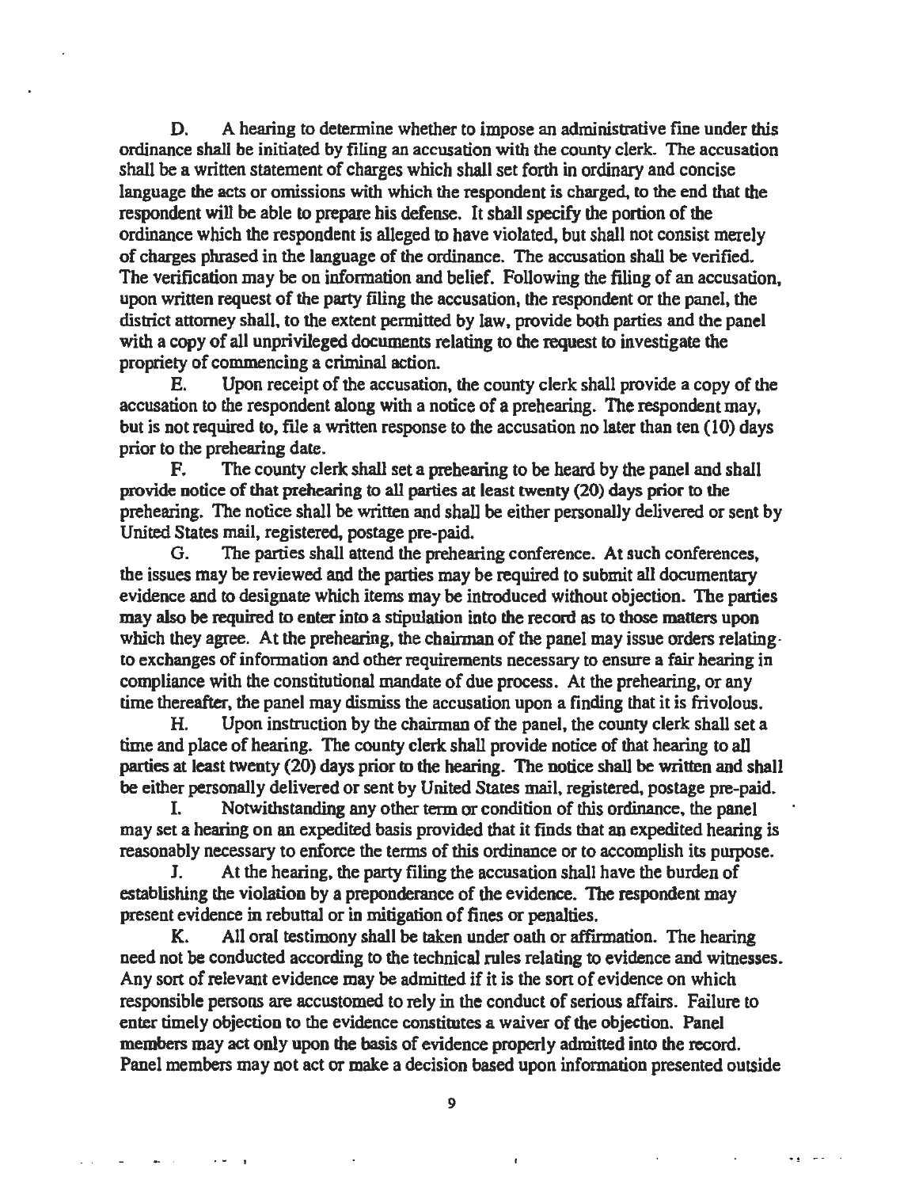D. A hearing to determine whether to impose an administrative fine under this ordinance shall be initiated by filing an accusation with the county clerk. The accusation shall be a written statement of charges which shall set forth in ordinary and concise language the acts or omissions with which the respondent is charged, to the end that the respondent will be able to prepare his defense. It shall specify the portion of the ordinance which the respondent is alleged to have violated, but shall not consist merely of charges phrased in the language of the ordinance. The accusation shall be verified. The verification may be on information and belief. Following the filing of an accusation, upon written request of the party filing the accusation, the respondent or the panel, the district attorney shall, to the extent permitted by law, provide both parties and the panel with a copy of all unprivileged documents relating to the request to investigate the propriety of commencing a criminal action.

E. Upon receipt of the accusation, the county clerk shall provide a copy of the accusation to the respondent along with a notice of a prehearing. The respondent may, but is not required to, file a written response to the accusation no later than ten (10) days prior to the prehearing date.

F. The county clerk shall set a prehearing to be heard by the panel and shall provide notice of that prehearing to all parties at least twenty (20) days prior to the prehearing. The notice shall be written and shall be either personally delivered or sent by United States mail, registered, postage pre-paid.

G. The parties shall attend the prehearing conference. At such conferences, the issues may be reviewed and the parties may be required to submit all documentary evidence and to designate which items may be introduced without objection. The parties may also be required to enter into a stipulation into the record as to those matters upon which they agree. At the prehearing, the chairman of the panel may issue orders relating to exchanges of information and other requirements necessary to ensure a fair hearing in compliance with the constitutional mandate of due process. At the prehearing, or any time thereafter, the panel may dismiss the accusation upon a finding that it is frivolous.

H. Upon instruction by the chairman of the panel, the county clerk shall set a time and place of hearing. The county clerk shall provide notice of that hearing to all parties at least twenty (20) days prior to the hearing. The notice shall be written and shall be either personally delivered or sent by United States mail, registered, postage pre-paid.

I. Notwithstanding any other term or condition of this ordinance, the panel may set a hearing on an expedited basis provided that it finds that an expedited hearing is reasonably necessary to enforce the terms of this ordinance or to accomplish its purpose.

J. At the hearing, the party filing the accusation shall have the burden of establishing the violation by a preponderance of the evidence. The respondent may present evidence in rebuttal or in mitigation of fines or penalties.

K. All oral testimony shall be taken under oath or affirmation. The hearing need not be conducted according to the technical rules relating to evidence and witnesses. Any sort of relevant evidence may be admitted if it is the sort of evidence on which responsible persons are accustomed to rely in the conduct of serious affairs. Failure to enter timely objection to the evidence constitutes a waiver of the objection. Panel members may act only upon the basis of evidence properly admitted into the record. Panel members may not act or make a decision based upon information presented outside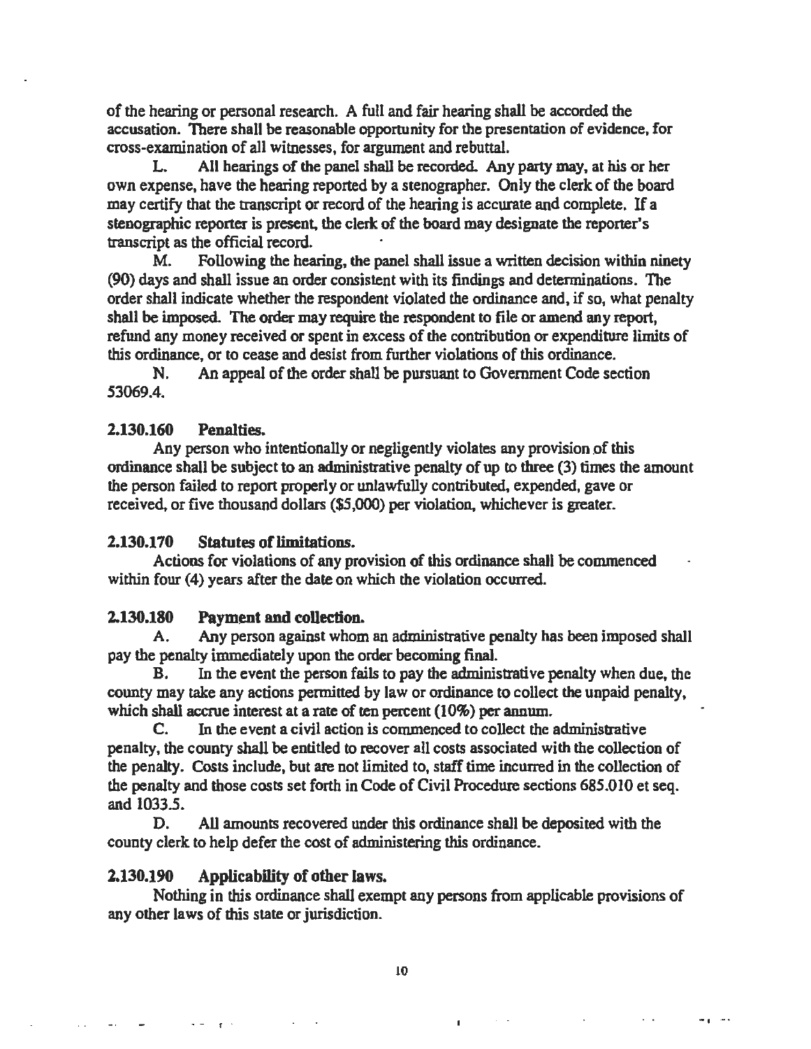of the hearing or personal research. A full and fair hearing shall be accorded the accusation. There shall be reasonable opportunity for the presentation of evidence, for cross-examination of all witnesses, for argument and rebuttal.

L. All hearings of the panel shall be recorded. Any party may, at his or her own expense, have the hearing reported by a stenographer. Only the clerk of the board may certify that the transcript or record of the hearing is accurate and complete. If a stenographic reporter is present, the clerk of the board may designate the reporter's transcript as the official record.

M. Following the hearing, the panel shall issue a written decision within ninety (90) days and shall issue an order consistent with its findings and determinations. The order shall indicate whether the respondent violated the ordinance and, if so, what penalty shall be imposed. The order may require the respondent to file or amend any report, refund any money received or spent in excess of the contribution or expenditure limits of this ordinance, or to cease and desist from further violations of this ordinance.

N. An appeal of the order shall be pursuant to Government Code section 53069.4.

**2.130.160 Penalties.**

Any person who intentionally or negligently violates any provision of this ordinance shall be subject to an administrative penalty of up to three (3) times the amount the person failed to report properly or unlawfully contributed, expended, gave or received, or five thousand dollars ($5,000) per violation, whichever is greater.

**2.130.170 Statutes of limitations.**

Actions for violations of any provision of this ordinance shall be commenced within four (4) years after the date on which the violation occurred.

**2.130.180 Payment and collection.**

A. Any person against whom an administrative penalty has been imposed shall pay the penalty immediately upon the order becoming final.

B. In the event the person fails to pay the administrative penalty when due, the county may take any actions permitted by law or ordinance to collect the unpaid penalty, which shall accrue interest at a rate of ten percent (10%) per annum.

C. In the event a civil action is commenced to collect the administrative penalty, the county shall be entitled to recover all costs associated with the collection of the penalty. Costs include, but are not limited to, staff time incurred in the collection of the penalty and those costs set forth in Code of Civil Procedure sections 685.010 et seq. and 1033.5.

D. All amounts recovered under this ordinance shall be deposited with the county clerk to help defer the cost of administering this ordinance.

**2.130.190 Applicability of other laws.**

Nothing in this ordinance shall exempt any persons from applicable provisions of any other laws of this state or jurisdiction.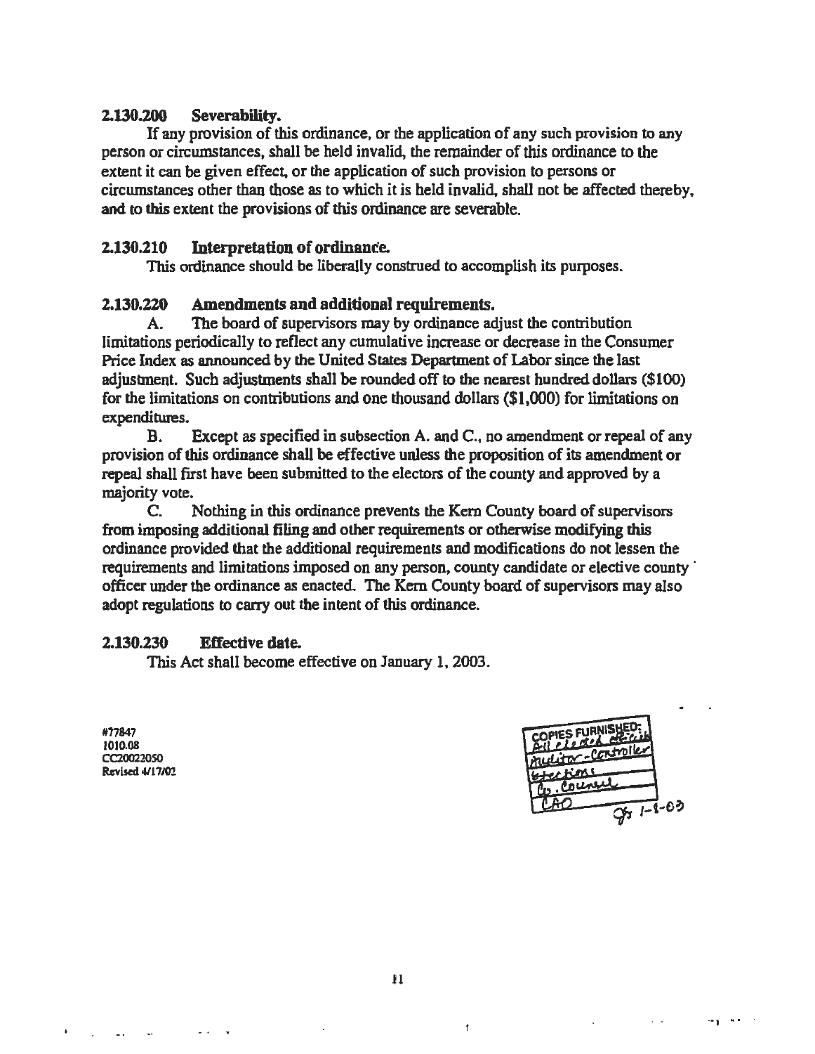### 2.130.200 Severability.

If any provision of this ordinance, or the application of any such provision to any person or circumstances, shall be held invalid, the remainder of this ordinance to the extent it can be given effect, or the application of such provision to persons or circumstances other than those as to which it is held invalid, shall not be affected thereby, and to this extent the provisions of this ordinance are severable.

### 2.130.210 Interpretation of ordinance.

This ordinance should be liberally construed to accomplish its purposes.

### 2.130.220 Amendments and additional requirements.

A. The board of supervisors may by ordinance adjust the contribution limitations periodically to reflect any cumulative increase or decrease in the Consumer Price Index as announced by the United States Department of Labor since the last adjustment. Such adjustments shall be rounded off to the nearest hundred dollars ($100) for the limitations on contributions and one thousand dollars ($1,000) for limitations on expenditures.

B. Except as specified in subsection A. and C., no amendment or repeal of any provision of this ordinance shall be effective unless the proposition of its amendment or repeal shall first have been submitted to the electors of the county and approved by a majority vote.

C. Nothing in this ordinance prevents the Kern County board of supervisors from imposing additional filing and other requirements or otherwise modifying this ordinance provided that the additional requirements and modifications do not lessen the requirements and limitations imposed on any person, county candidate or elective county officer under the ordinance as enacted. The Kern County board of supervisors may also adopt regulations to carry out the intent of this ordinance.

### 2.130.230 Effective date.

This Act shall become effective on January 1, 2003.

#77847
1010.08
CC20022050
Revised 4/17/02

COPIES FURNISHED:
All elected officials
Auditor-Controller
Elections
Co. Counsel
CAO
1-1-03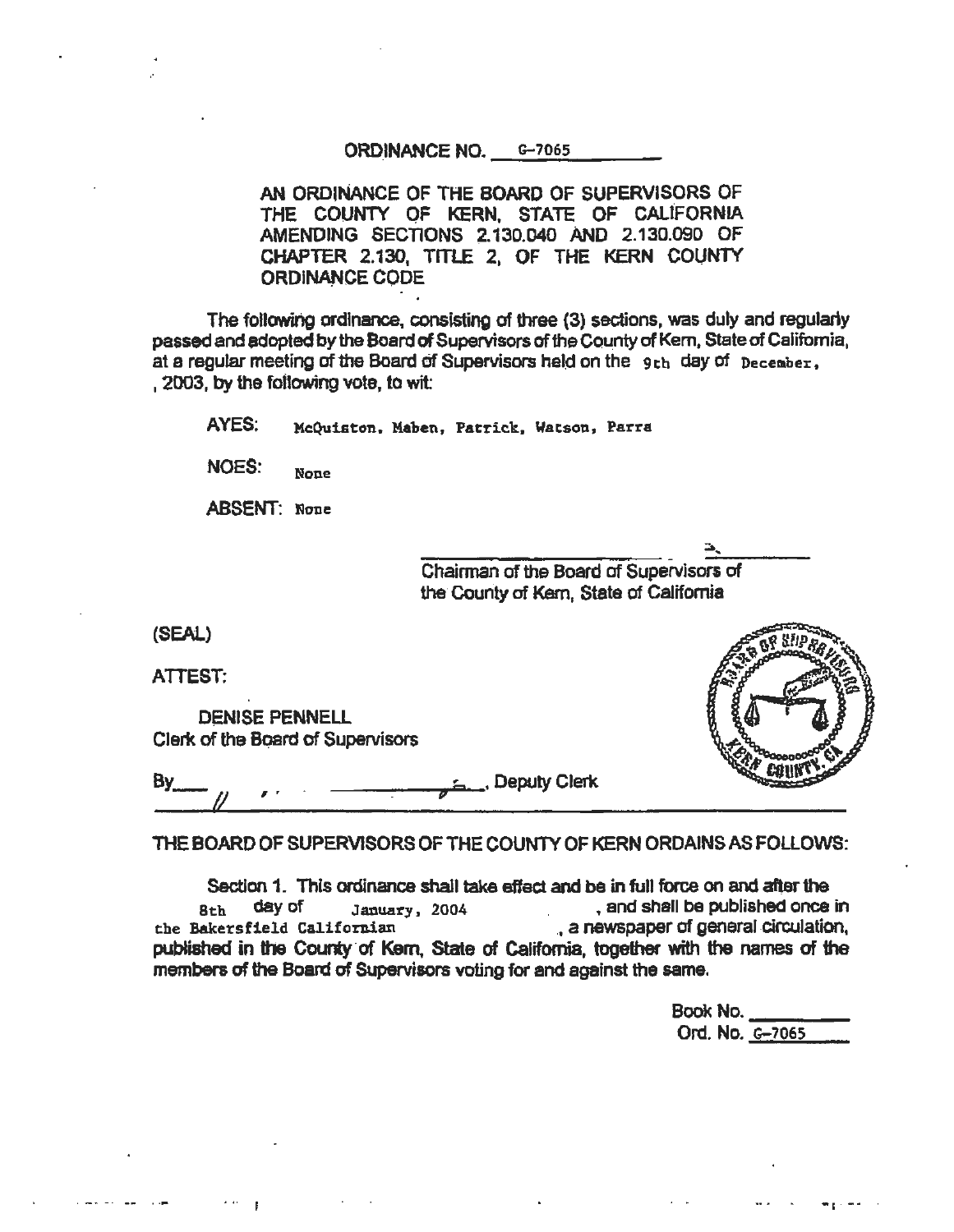ORDINANCE NO. G-7065

AN ORDINANCE OF THE BOARD OF SUPERVISORS OF THE COUNTY OF KERN, STATE OF CALIFORNIA AMENDING SECTIONS 2.130.040 AND 2.130.090 OF CHAPTER 2.130, TITLE 2, OF THE KERN COUNTY ORDINANCE CODE

The following ordinance, consisting of three (3) sections, was duly and regularly passed and adopted by the Board of Supervisors of the County of Kern, State of California, at a regular meeting of the Board of Supervisors held on the 9th day of December, , 2003, by the following vote, to wit:

AYES: McQuiston, Maben, Patrick, Watson, Parra

NOES: None

ABSENT: None

Chairman of the Board of Supervisors of the County of Kern, State of California

(SEAL)

ATTEST:

DENISE PENNELL
Clerk of the Board of Supervisors

By__________________, Deputy Clerk

THE BOARD OF SUPERVISORS OF THE COUNTY OF KERN ORDAINS AS FOLLOWS:

Section 1. This ordinance shall take effect and be in full force on and after the 8th day of January, 2004, and shall be published once in the Bakersfield Californian, a newspaper of general circulation, published in the County of Kern, State of California, together with the names of the members of the Board of Supervisors voting for and against the same.

Book No. ________
Ord. No. G-7065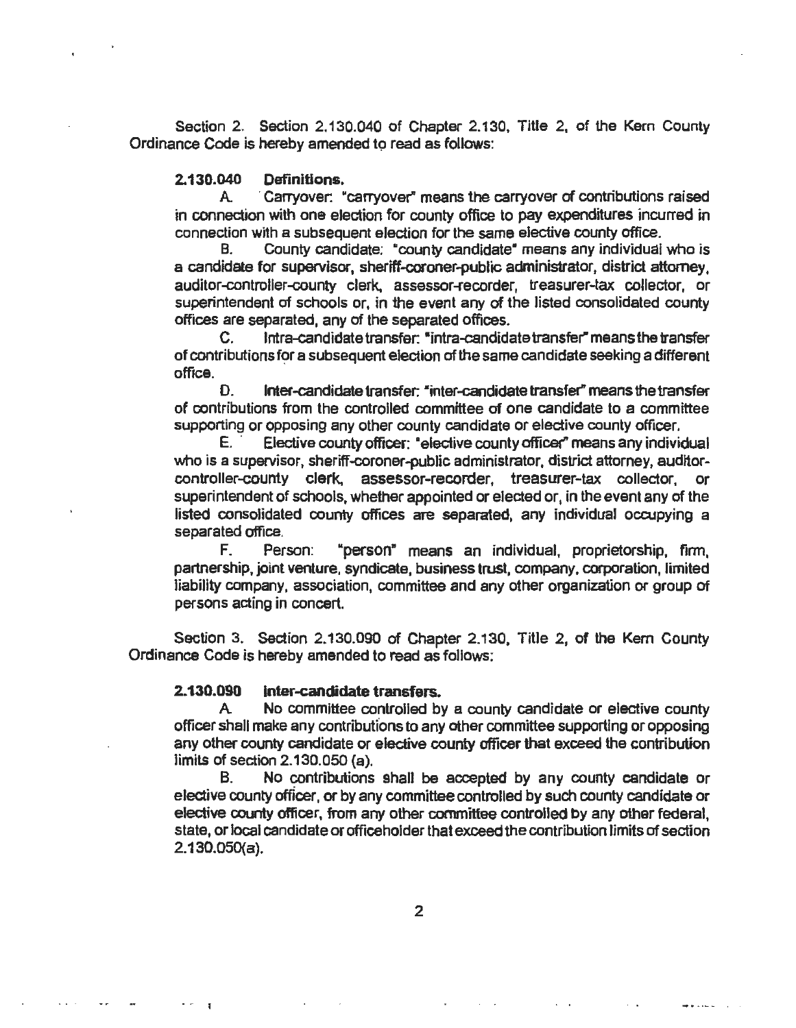Section 2. Section 2.130.040 of Chapter 2.130, Title 2, of the Kern County Ordinance Code is hereby amended to read as follows:

**2.130.040 Definitions.**

A. Carryover: "carryover" means the carryover of contributions raised in connection with one election for county office to pay expenditures incurred in connection with a subsequent election for the same elective county office.

B. County candidate: "county candidate" means any individual who is a candidate for supervisor, sheriff-coroner-public administrator, district attorney, auditor-controller-county clerk, assessor-recorder, treasurer-tax collector, or superintendent of schools or, in the event any of the listed consolidated county offices are separated, any of the separated offices.

C. Intra-candidate transfer: "intra-candidate transfer" means the transfer of contributions for a subsequent election of the same candidate seeking a different office.

D. Inter-candidate transfer: "inter-candidate transfer" means the transfer of contributions from the controlled committee of one candidate to a committee supporting or opposing any other county candidate or elective county officer.

E. Elective county officer: "elective county officer" means any individual who is a supervisor, sheriff-coroner-public administrator, district attorney, auditor-controller-county clerk, assessor-recorder, treasurer-tax collector, or superintendent of schools, whether appointed or elected or, in the event any of the listed consolidated county offices are separated, any individual occupying a separated office.

F. Person: "person" means an individual, proprietorship, firm, partnership, joint venture, syndicate, business trust, company, corporation, limited liability company, association, committee and any other organization or group of persons acting in concert.

Section 3. Section 2.130.090 of Chapter 2.130, Title 2, of the Kern County Ordinance Code is hereby amended to read as follows:

**2.130.090 Inter-candidate transfers.**

A. No committee controlled by a county candidate or elective county officer shall make any contributions to any other committee supporting or opposing any other county candidate or elective county officer that exceed the contribution limits of section 2.130.050 (a).

B. No contributions shall be accepted by any county candidate or elective county officer, or by any committee controlled by such county candidate or elective county officer, from any other committee controlled by any other federal, state, or local candidate or officeholder that exceed the contribution limits of section 2.130.050(a).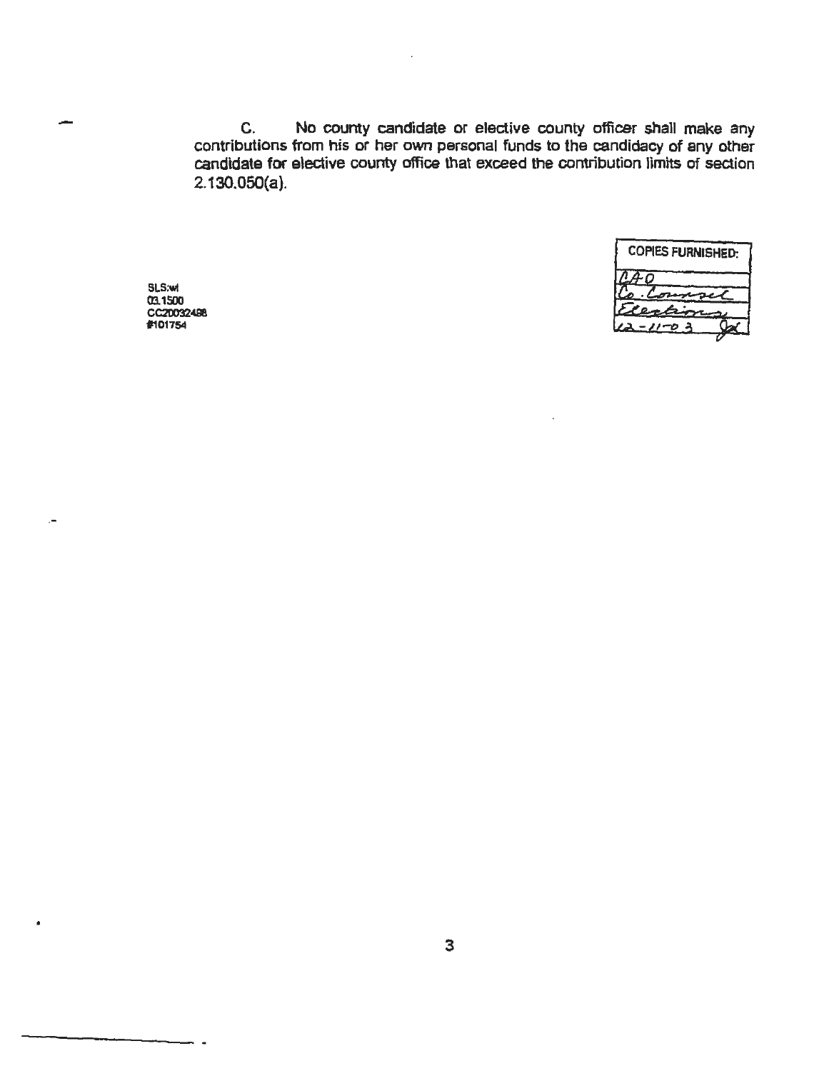C. No county candidate or elective county officer shall make any contributions from his or her own personal funds to the candidacy of any other candidate for elective county office that exceed the contribution limits of section 2.130.050(a).

SLS:wl
03.1500
CC20032488
#101754

| COPIES FURNISHED: |
| --- |
| CAO |
| Co. Counsel |
| Elections |
| 12-11-03 JX |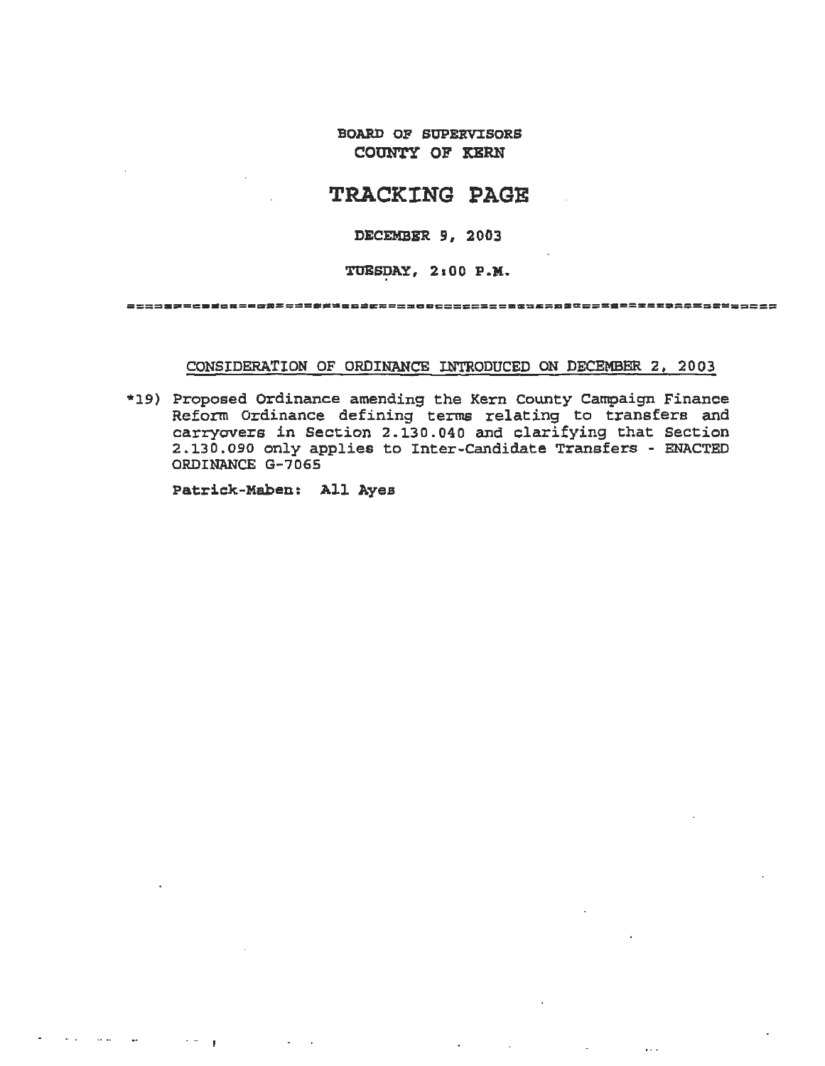BOARD OF SUPERVISORS
COUNTY OF KERN

# TRACKING PAGE

DECEMBER 9, 2003

TUESDAY, 2:00 P.M.

---

CONSIDERATION OF ORDINANCE INTRODUCED ON DECEMBER 2, 2003

*19) Proposed Ordinance amending the Kern County Campaign Finance Reform Ordinance defining terms relating to transfers and carryovers in Section 2.130.040 and clarifying that Section 2.130.090 only applies to Inter-Candidate Transfers - ENACTED ORDINANCE G-7065

**Patrick-Maben: All Ayes**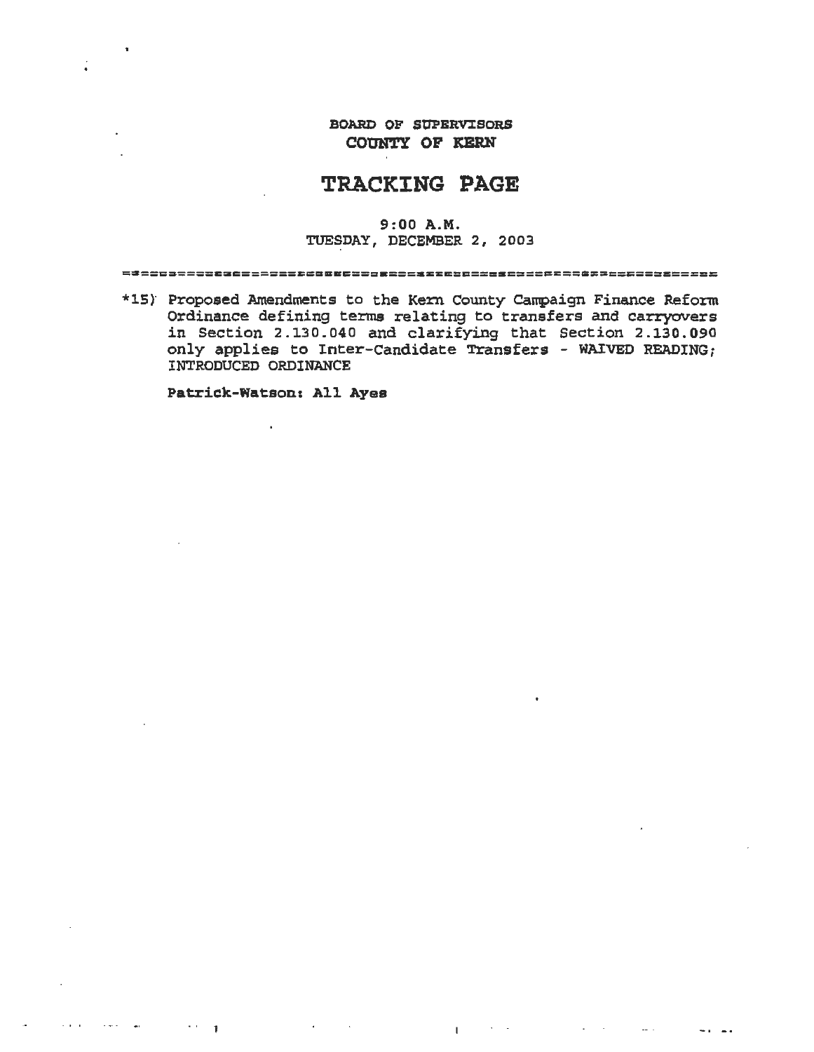**BOARD OF SUPERVISORS**
**COUNTY OF KERN**

# TRACKING PAGE

9:00 A.M.
TUESDAY, DECEMBER 2, 2003

---

*15) Proposed Amendments to the Kern County Campaign Finance Reform Ordinance defining terms relating to transfers and carryovers in Section 2.130.040 and clarifying that Section 2.130.090 only applies to Inter-Candidate Transfers - WAIVED READING; INTRODUCED ORDINANCE

**Patrick-Watson: All Ayes**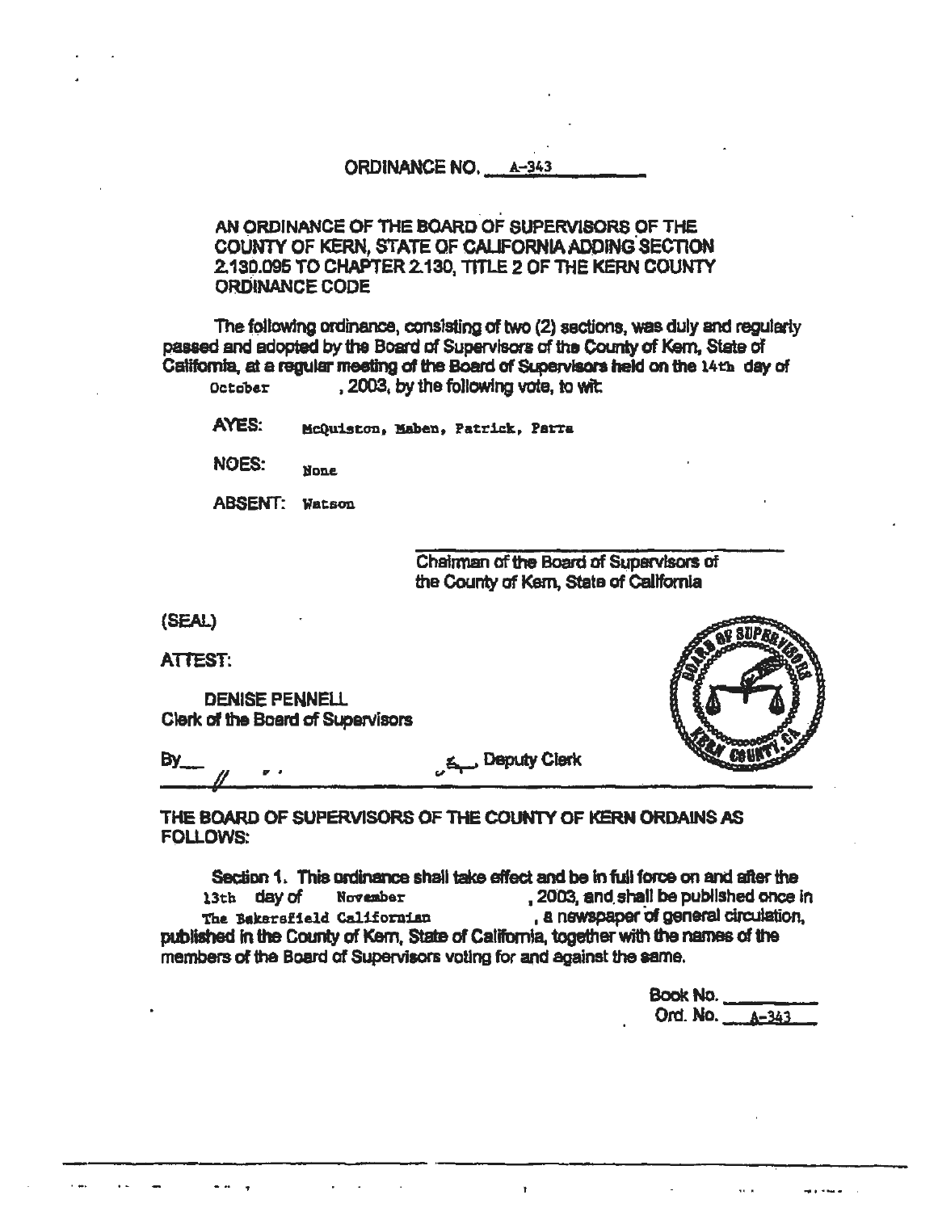# ORDINANCE NO. A-343

AN ORDINANCE OF THE BOARD OF SUPERVISORS OF THE COUNTY OF KERN, STATE OF CALIFORNIA ADDING SECTION 2.130.095 TO CHAPTER 2.130, TITLE 2 OF THE KERN COUNTY ORDINANCE CODE

The following ordinance, consisting of two (2) sections, was duly and regularly passed and adopted by the Board of Supervisors of the County of Kern, State of California, at a regular meeting of the Board of Supervisors held on the 14th day of October, 2003, by the following vote, to wit:

AYES: McQuiston, Maben, Patrick, Parra

NOES: None

ABSENT: Watson

Chairman of the Board of Supervisors of the County of Kern, State of California

(SEAL)

ATTEST:

DENISE PENNELL
Clerk of the Board of Supervisors

By _______________, Deputy Clerk

THE BOARD OF SUPERVISORS OF THE COUNTY OF KERN ORDAINS AS FOLLOWS:

Section 1. This ordinance shall take effect and be in full force on and after the 13th day of November, 2003, and shall be published once in The Bakersfield Californian, a newspaper of general circulation, published in the County of Kern, State of California, together with the names of the members of the Board of Supervisors voting for and against the same.

Book No. ________
Ord. No. A-343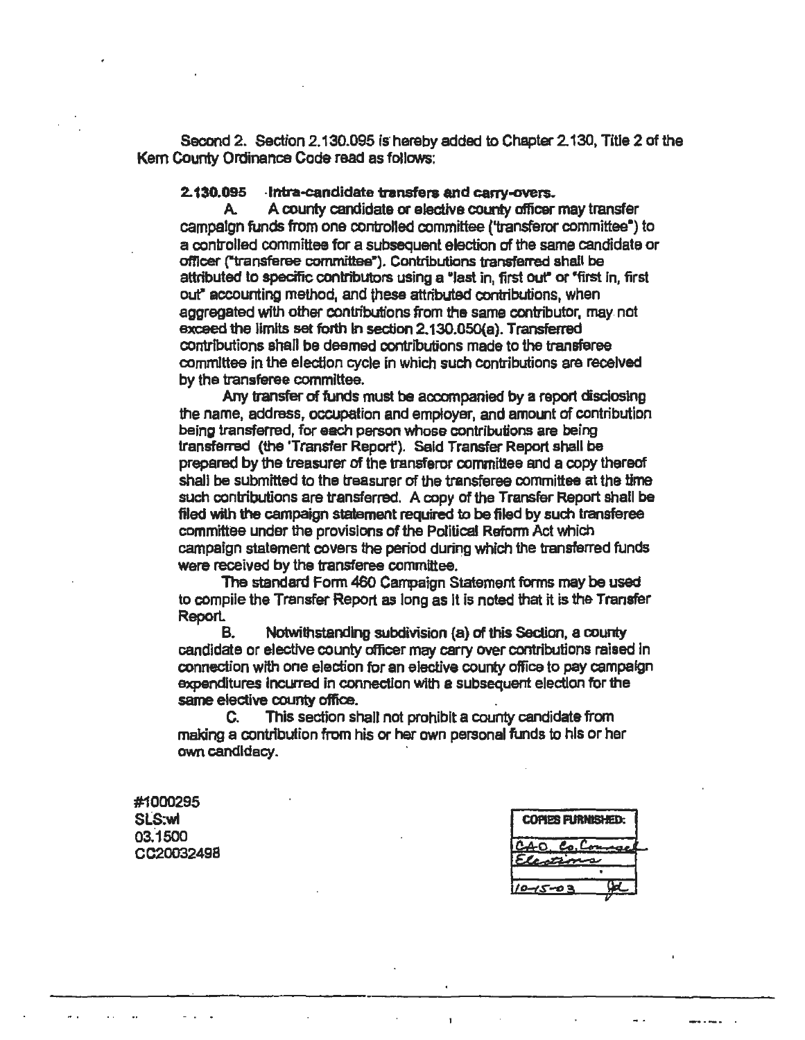Second 2. Section 2.130.095 is hereby added to Chapter 2.130, Title 2 of the Kern County Ordinance Code read as follows:

**2.130.095 Intra-candidate transfers and carry-overs.**

A. A county candidate or elective county officer may transfer campaign funds from one controlled committee ("transferor committee") to a controlled committee for a subsequent election of the same candidate or officer ("transferee committee"). Contributions transferred shall be attributed to specific contributors using a "last in, first out" or "first in, first out" accounting method, and these attributed contributions, when aggregated with other contributions from the same contributor, may not exceed the limits set forth in section 2.130.050(a). Transferred contributions shall be deemed contributions made to the transferee committee in the election cycle in which such contributions are received by the transferee committee.

Any transfer of funds must be accompanied by a report disclosing the name, address, occupation and employer, and amount of contribution being transferred, for each person whose contributions are being transferred (the 'Transfer Report'). Said Transfer Report shall be prepared by the treasurer of the transferor committee and a copy thereof shall be submitted to the treasurer of the transferee committee at the time such contributions are transferred. A copy of the Transfer Report shall be filed with the campaign statement required to be filed by such transferee committee under the provisions of the Political Reform Act which campaign statement covers the period during which the transferred funds were received by the transferee committee.

The standard Form 460 Campaign Statement forms may be used to compile the Transfer Report as long as it is noted that it is the Transfer Report.

B. Notwithstanding subdivision (a) of this Section, a county candidate or elective county officer may carry over contributions raised in connection with one election for an elective county office to pay campaign expenditures incurred in connection with a subsequent election for the same elective county office.

C. This section shall not prohibit a county candidate from making a contribution from his or her own personal funds to his or her own candidacy.

#1000295
SLS:wl
03.1500
CC20032498

| COPIES FURNISHED: |
|---|
| CAO, Co. Counsel |
| Elections |
| |
| 10-15-03 Jd |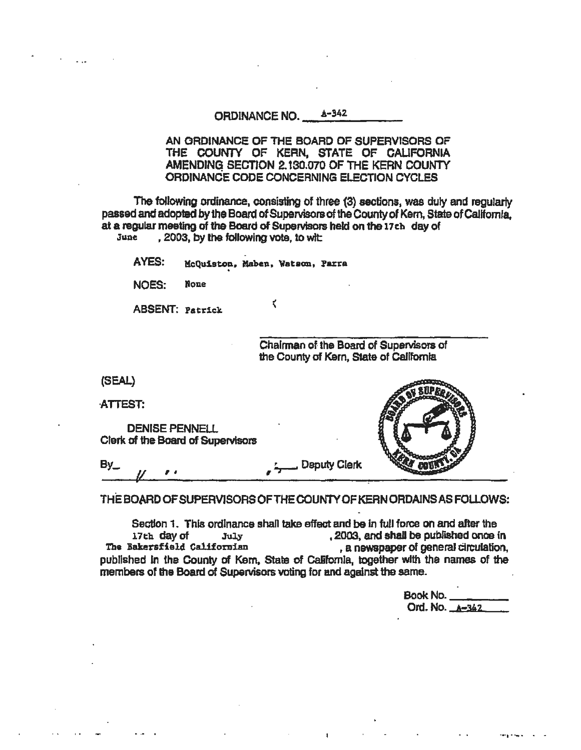# ORDINANCE NO. A-342

AN ORDINANCE OF THE BOARD OF SUPERVISORS OF THE COUNTY OF KERN, STATE OF CALIFORNIA AMENDING SECTION 2.130.070 OF THE KERN COUNTY ORDINANCE CODE CONCERNING ELECTION CYCLES

The following ordinance, consisting of three (3) sections, was duly and regularly passed and adopted by the Board of Supervisors of the County of Kern, State of California, at a regular meeting of the Board of Supervisors held on the 17th day of June, 2003, by the following vote, to wit:

AYES: McQuiston, Maben, Watson, Parra

NOES: None

ABSENT: Patrick

\_\_\_\_\_\_\_\_\_\_\_\_\_\_\_\_\_\_\_\_\_\_\_\_\_\_\_\_\_\_\_\_
Chairman of the Board of Supervisors of the County of Kern, State of California

(SEAL)

ATTEST:

DENISE PENNELL
Clerk of the Board of Supervisors

By\_\_\_\_\_\_\_\_\_\_\_\_\_\_\_\_\_\_\_\_\_\_\_\_\_\_\_\_, Deputy Clerk

THE BOARD OF SUPERVISORS OF THE COUNTY OF KERN ORDAINS AS FOLLOWS:

Section 1. This ordinance shall take effect and be in full force on and after the 17th day of July, 2003, and shall be published once in The Bakersfield Californian, a newspaper of general circulation, published in the County of Kern, State of California, together with the names of the members of the Board of Supervisors voting for and against the same.

Book No. \_\_\_\_\_\_\_\_
Ord. No. A-342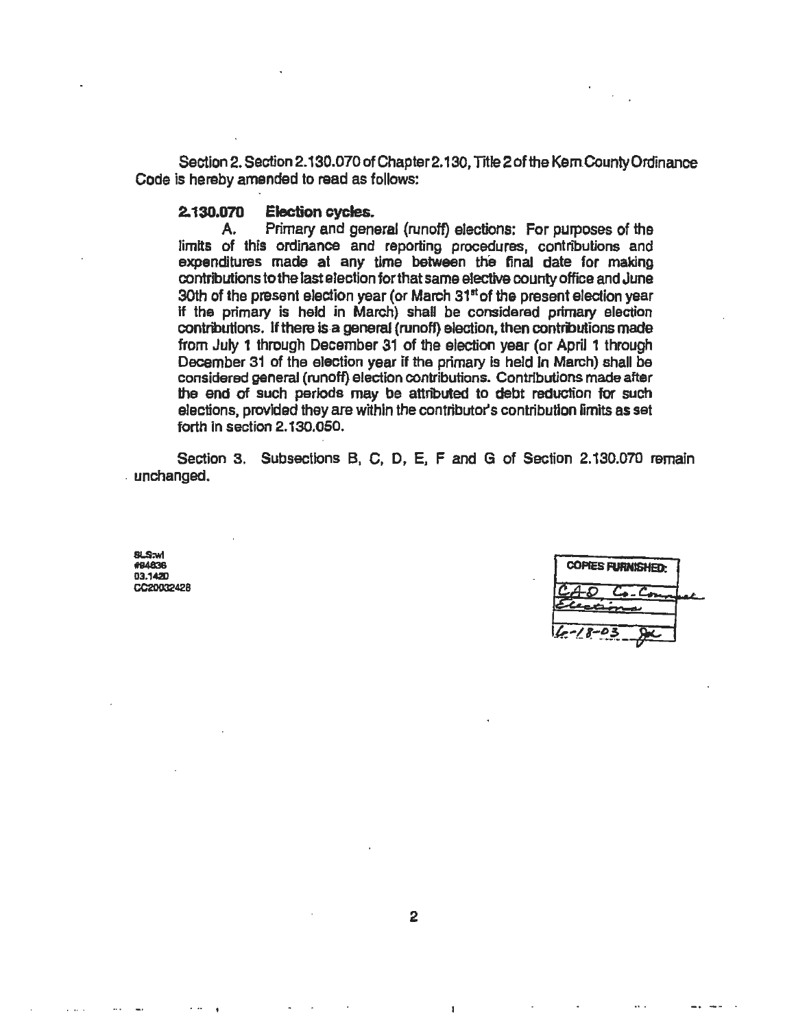Section 2. Section 2.130.070 of Chapter 2.130, Title 2 of the Kern County Ordinance Code is hereby amended to read as follows:

**2.130.070 Election cycles.**

A. Primary and general (runoff) elections: For purposes of the limits of this ordinance and reporting procedures, contributions and expenditures made at any time between the final date for making contributions to the last election for that same elective county office and June 30th of the present election year (or March 31st of the present election year if the primary is held in March) shall be considered primary election contributions. If there is a general (runoff) election, then contributions made from July 1 through December 31 of the election year (or April 1 through December 31 of the election year if the primary is held in March) shall be considered general (runoff) election contributions. Contributions made after the end of such periods may be attributed to debt reduction for such elections, provided they are within the contributor's contribution limits as set forth in section 2.130.050.

Section 3. Subsections B, C, D, E, F and G of Section 2.130.070 remain unchanged.

SLS:wl
#94636
03.1420
CC20032428

| COPIES FURNISHED: |
| --- |
| CAO Co. Counsel |
| Elections |
| 6-18-03 JK |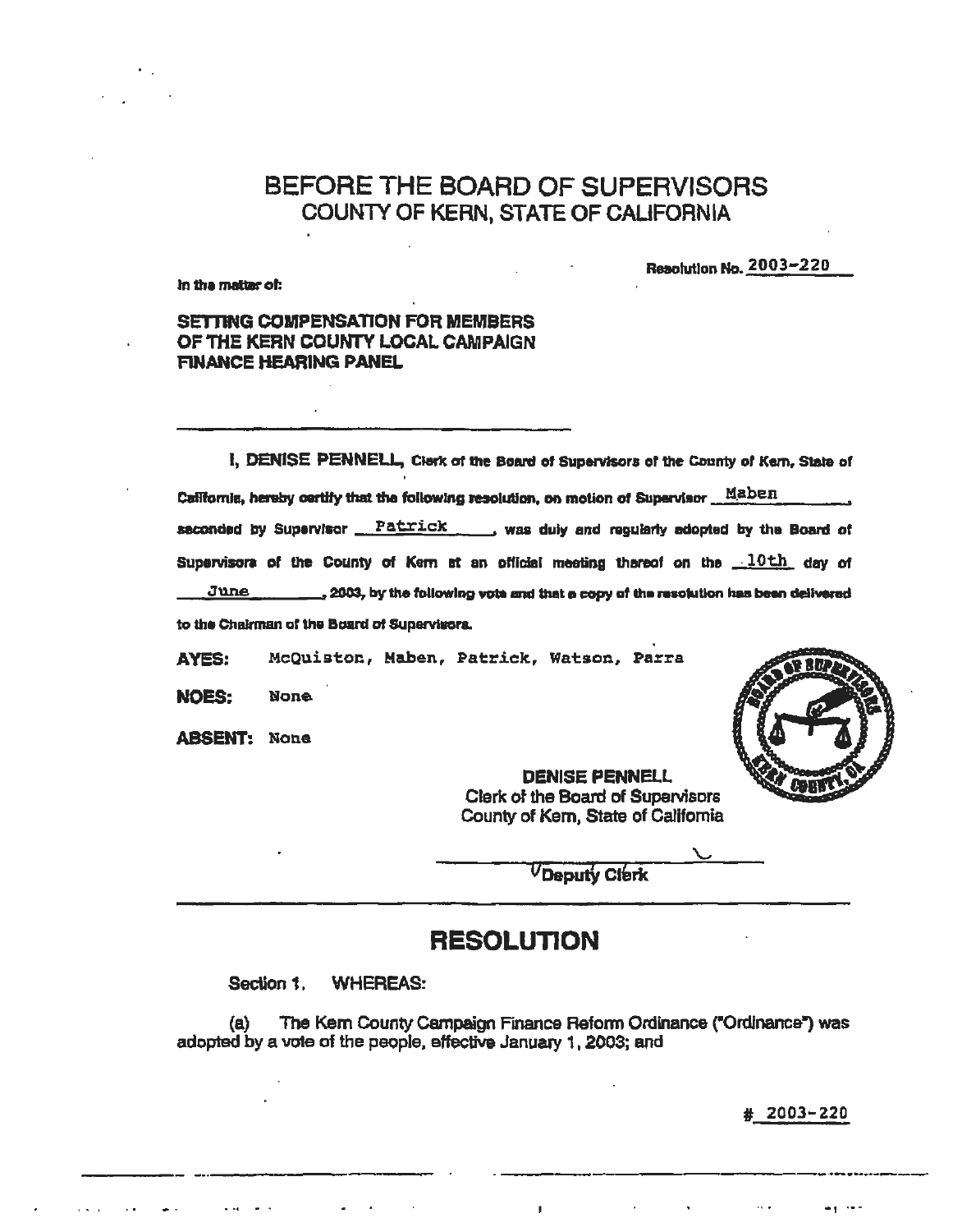# BEFORE THE BOARD OF SUPERVISORS
## COUNTY OF KERN, STATE OF CALIFORNIA

Resolution No. 2003-220

In the matter of:

**SETTING COMPENSATION FOR MEMBERS OF THE KERN COUNTY LOCAL CAMPAIGN FINANCE HEARING PANEL**

---

I, **DENISE PENNELL**, Clerk of the Board of Supervisors of the County of Kern, State of California, hereby certify that the following resolution, on motion of Supervisor Maben, seconded by Supervisor Patrick, was duly and regularly adopted by the Board of Supervisors of the County of Kern at an official meeting thereof on the 10th day of June, 2003, by the following vote and that a copy of the resolution has been delivered to the Chairman of the Board of Supervisors.

**AYES:** McQuiston, Maben, Patrick, Watson, Parra

**NOES:** None

**ABSENT:** None

DENISE PENNELL
Clerk of the Board of Supervisors
County of Kern, State of California

Deputy Clerk

---

# RESOLUTION

Section 1. WHEREAS:

(a) The Kern County Campaign Finance Reform Ordinance ("Ordinance") was adopted by a vote of the people, effective January 1, 2003; and

# 2003-220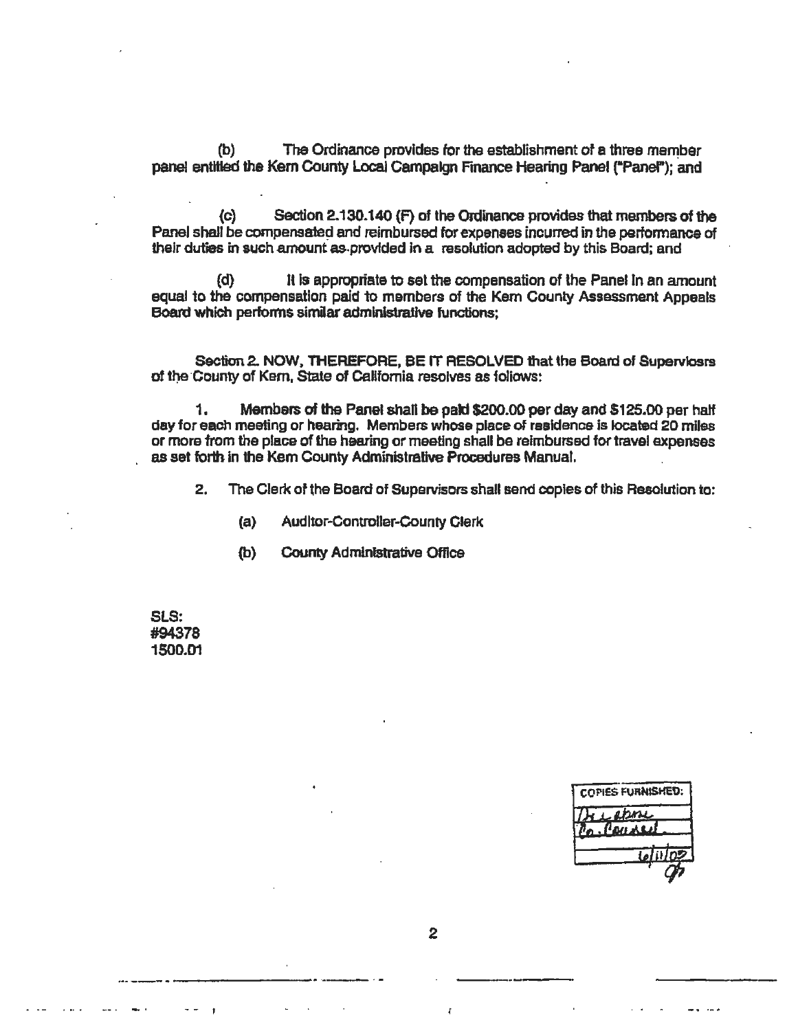(b) The Ordinance provides for the establishment of a three member panel entitled the Kern County Local Campaign Finance Hearing Panel ("Panel"); and

(c) Section 2.130.140 (F) of the Ordinance provides that members of the Panel shall be compensated and reimbursed for expenses incurred in the performance of their duties in such amount as provided in a resolution adopted by this Board; and

(d) It is appropriate to set the compensation of the Panel in an amount equal to the compensation paid to members of the Kern County Assessment Appeals Board which performs similar administrative functions;

Section 2. NOW, THEREFORE, BE IT RESOLVED that the Board of Supervisors of the County of Kern, State of California resolves as follows:

1. Members of the Panel shall be paid $200.00 per day and $125.00 per half day for each meeting or hearing. Members whose place of residence is located 20 miles or more from the place of the hearing or meeting shall be reimbursed for travel expenses as set forth in the Kern County Administrative Procedures Manual.

2. The Clerk of the Board of Supervisors shall send copies of this Resolution to:

   (a) Auditor-Controller-County Clerk

   (b) County Administrative Office

SLS:
#94378
1500.01

| COPIES FURNISHED: |
| --- |
| Dist. Elections |
| Co. Counsel |
| 6/11/02 |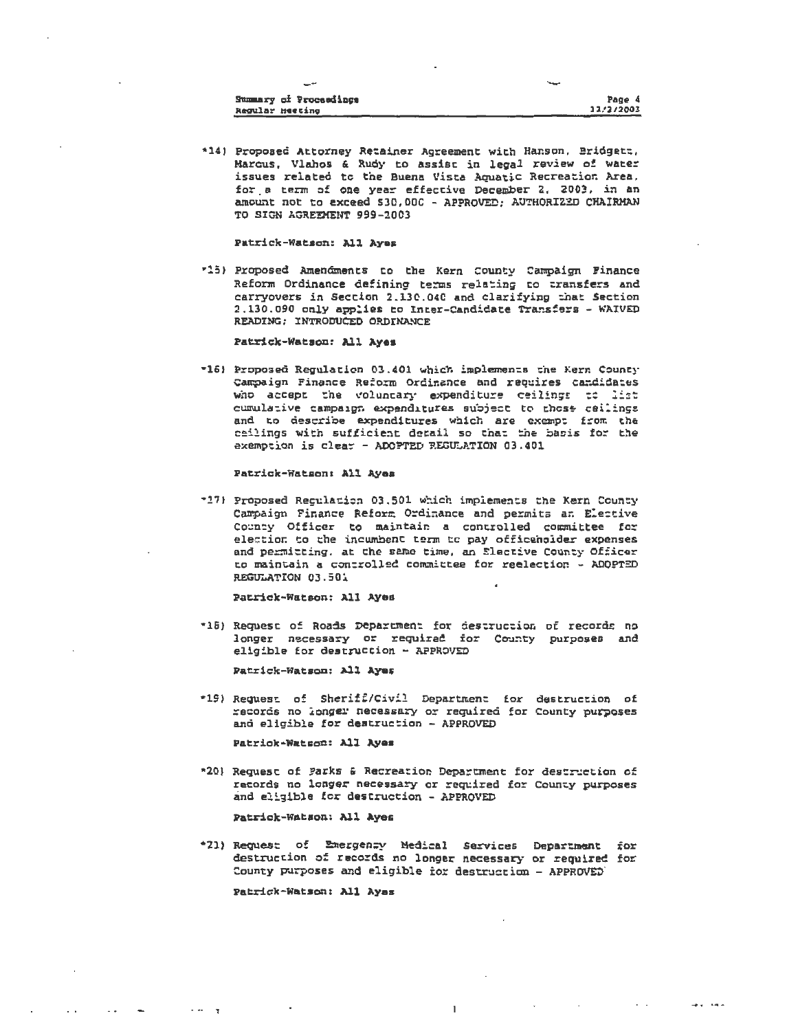*14) Proposed Attorney Retainer Agreement with Hanson, Bridgett, Marcus, Vlahos & Rudy to assist in legal review of water issues related to the Buena Vista Aquatic Recreation Area, for a term of one year effective December 2, 2003, in an amount not to exceed $30,000 - APPROVED; AUTHORIZED CHAIRMAN TO SIGN AGREEMENT 999-2003

**Patrick-Watson: All Ayes**

*15) Proposed Amendments to the Kern County Campaign Finance Reform Ordinance defining terms relating to transfers and carryovers in Section 2.130.040 and clarifying that Section 2.130.090 only applies to Inter-Candidate Transfers - WAIVED READING; INTRODUCED ORDINANCE

**Patrick-Watson: All Ayes**

*16) Proposed Regulation 03.401 which implements the Kern County Campaign Finance Reform Ordinance and requires candidates who accept the voluntary expenditure ceilings to list cumulative campaign expenditures subject to those ceilings and to describe expenditures which are exempt from the ceilings with sufficient detail so that the basis for the exemption is clear - ADOPTED REGULATION 03.401

**Patrick-Watson: All Ayes**

*17) Proposed Regulation 03.501 which implements the Kern County Campaign Finance Reform Ordinance and permits an Elective County Officer to maintain a controlled committee for election to the incumbent term to pay officeholder expenses and permitting, at the same time, an Elective County Officer to maintain a controlled committee for reelection - ADOPTED REGULATION 03.501

**Patrick-Watson: All Ayes**

*18) Request of Roads Department for destruction of records no longer necessary or required for County purposes and eligible for destruction - APPROVED

**Patrick-Watson: All Ayes**

*19) Request of Sheriff/Civil Department for destruction of records no longer necessary or required for County purposes and eligible for destruction - APPROVED

**Patrick-Watson: All Ayes**

*20) Request of Parks & Recreation Department for destruction of records no longer necessary or required for County purposes and eligible for destruction - APPROVED

**Patrick-Watson: All Ayes**

*21) Request of Emergency Medical Services Department for destruction of records no longer necessary or required for County purposes and eligible for destruction - APPROVED

**Patrick-Watson: All Ayes**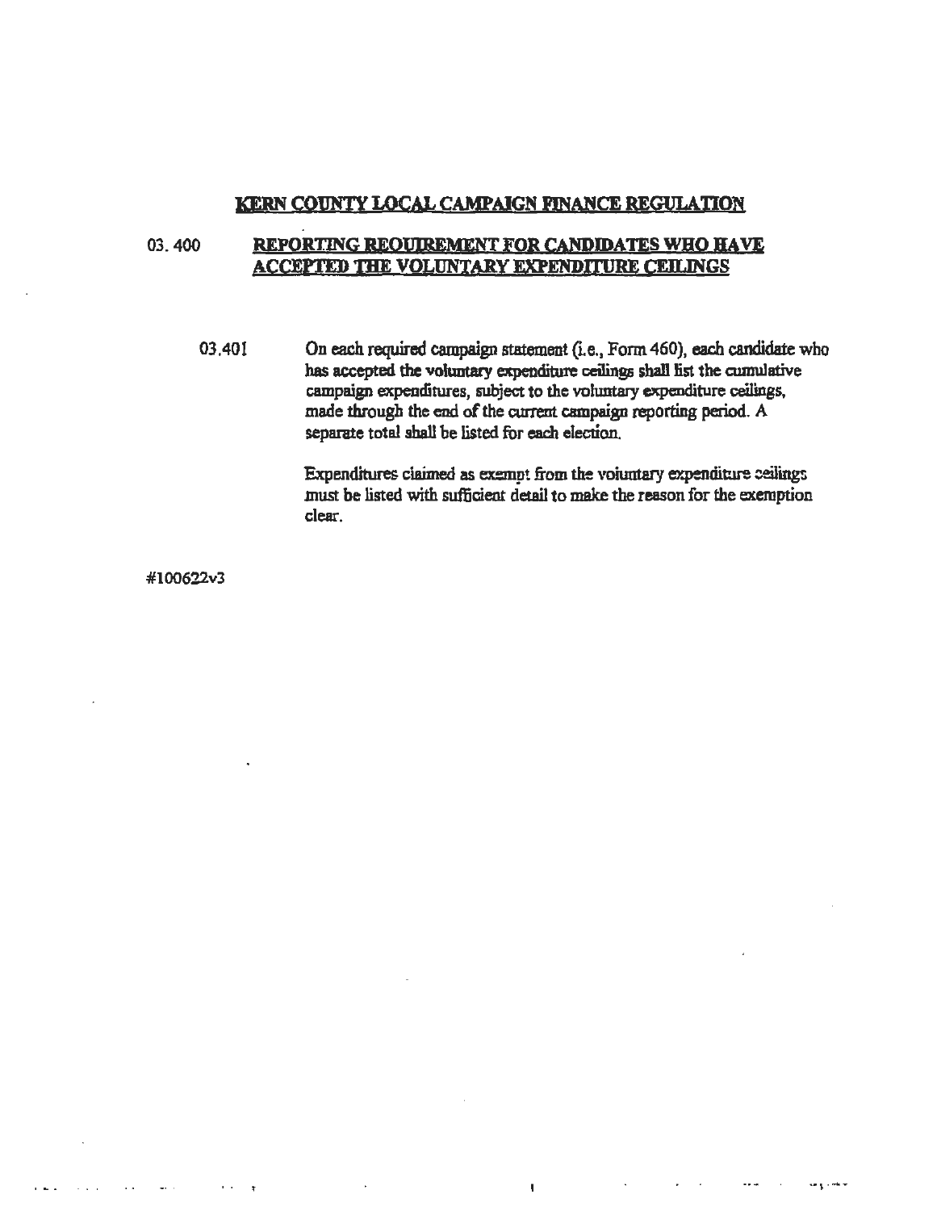## KERN COUNTY LOCAL CAMPAIGN FINANCE REGULATION

### 03.400 REPORTING REQUIREMENT FOR CANDIDATES WHO HAVE ACCEPTED THE VOLUNTARY EXPENDITURE CEILINGS

03.401 On each required campaign statement (i.e., Form 460), each candidate who has accepted the voluntary expenditure ceilings shall list the cumulative campaign expenditures, subject to the voluntary expenditure ceilings, made through the end of the current campaign reporting period. A separate total shall be listed for each election.

Expenditures claimed as exempt from the voluntary expenditure ceilings must be listed with sufficient detail to make the reason for the exemption clear.

#100622v3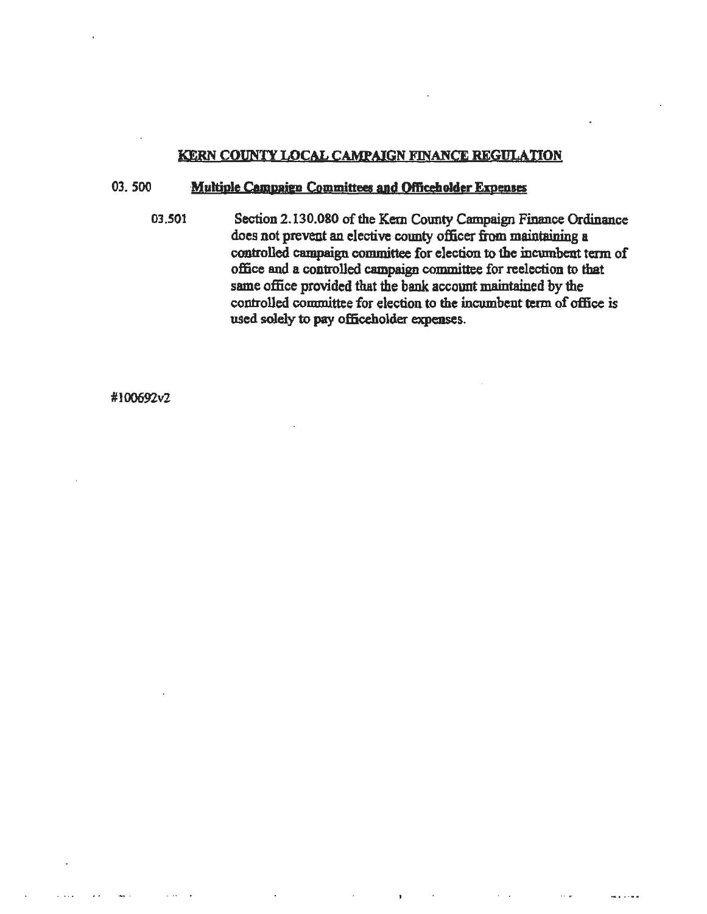# KERN COUNTY LOCAL CAMPAIGN FINANCE REGULATION

## 03. 500 Multiple Campaign Committees and Officeholder Expenses

03.501 Section 2.130.080 of the Kern County Campaign Finance Ordinance does not prevent an elective county officer from maintaining a controlled campaign committee for election to the incumbent term of office and a controlled campaign committee for reelection to that same office provided that the bank account maintained by the controlled committee for election to the incumbent term of office is used solely to pay officeholder expenses.

#100692v2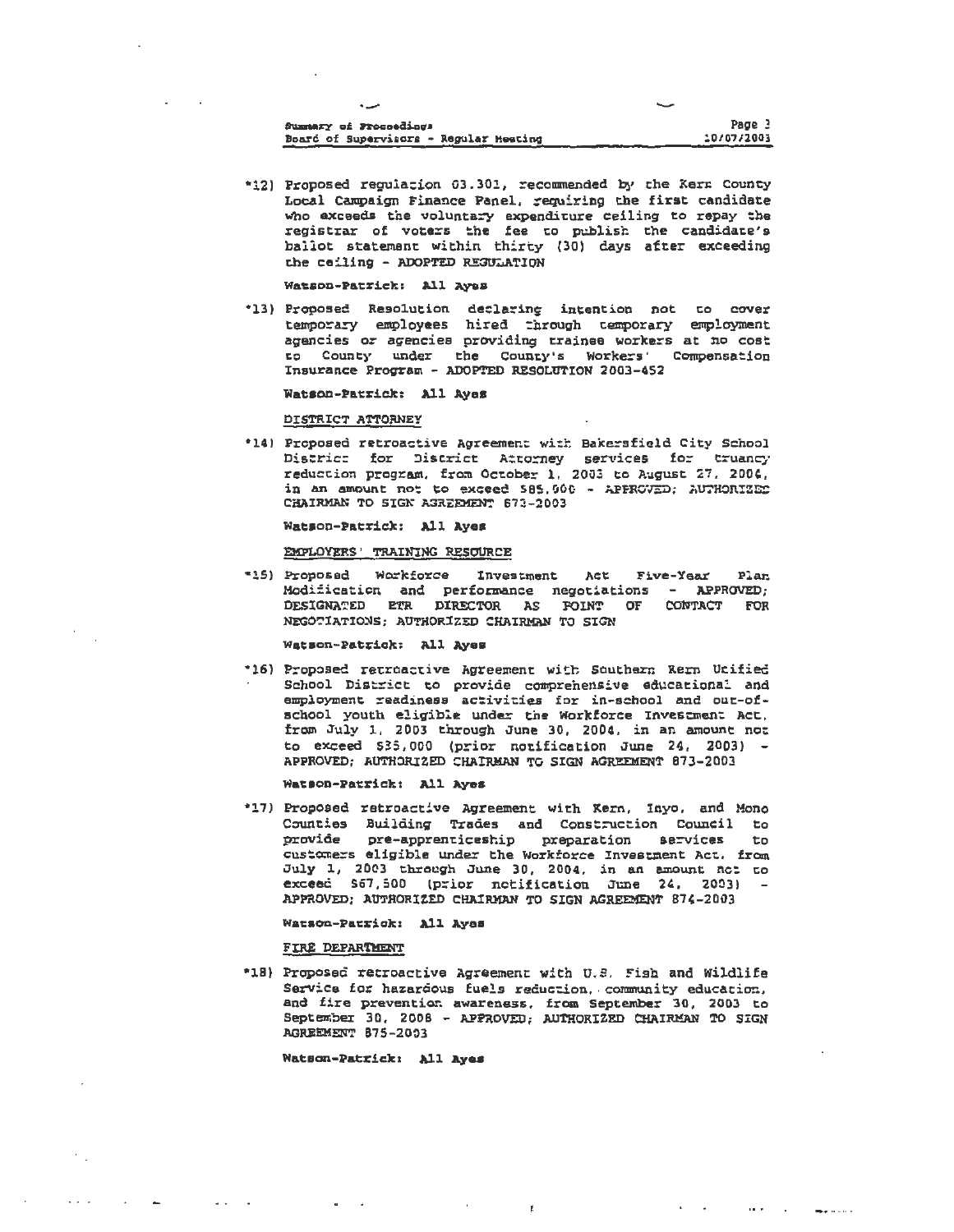*12) Proposed regulation 03.301, recommended by the Kern County Local Campaign Finance Panel, requiring the first candidate who exceeds the voluntary expenditure ceiling to repay the registrar of voters the fee to publish the candidate's ballot statement within thirty (30) days after exceeding the ceiling - ADOPTED REGULATION

**Watson-Patrick: All Ayes**

*13) Proposed Resolution declaring intention not to cover temporary employees hired through temporary employment agencies or agencies providing trainee workers at no cost to County under the County's Workers' Compensation Insurance Program - ADOPTED RESOLUTION 2003-452

**Watson-Patrick: All Ayes**

DISTRICT ATTORNEY

*14) Proposed retroactive Agreement with Bakersfield City School District for District Attorney services for truancy reduction program, from October 1, 2003 to August 27, 2004, in an amount not to exceed $85,900 - APPROVED; AUTHORIZED CHAIRMAN TO SIGN AGREEMENT 872-2003

**Watson-Patrick: All Ayes**

EMPLOYERS' TRAINING RESOURCE

*15) Proposed Workforce Investment Act Five-Year Plan Modification and performance negotiations - APPROVED; DESIGNATED ETR DIRECTOR AS POINT OF CONTACT FOR NEGOTIATIONS; AUTHORIZED CHAIRMAN TO SIGN

**Watson-Patrick: All Ayes**

*16) Proposed retroactive Agreement with Southern Kern Unified School District to provide comprehensive educational and employment readiness activities for in-school and out-of-school youth eligible under the Workforce Investment Act, from July 1, 2003 through June 30, 2004, in an amount not to exceed $35,000 (prior notification June 24, 2003) - APPROVED; AUTHORIZED CHAIRMAN TO SIGN AGREEMENT 873-2003

**Watson-Patrick: All Ayes**

*17) Proposed retroactive Agreement with Kern, Inyo, and Mono Counties Building Trades and Construction Council to provide pre-apprenticeship preparation services to customers eligible under the Workforce Investment Act, from July 1, 2003 through June 30, 2004, in an amount not to exceed $67,500 (prior notification June 24, 2003) - APPROVED; AUTHORIZED CHAIRMAN TO SIGN AGREEMENT 874-2003

**Watson-Patrick: All Ayes**

FIRE DEPARTMENT

*18) Proposed retroactive Agreement with U.S. Fish and Wildlife Service for hazardous fuels reduction, community education, and fire prevention awareness, from September 30, 2003 to September 30, 2008 - APPROVED; AUTHORIZED CHAIRMAN TO SIGN AGREEMENT 875-2003

**Watson-Patrick: All Ayes**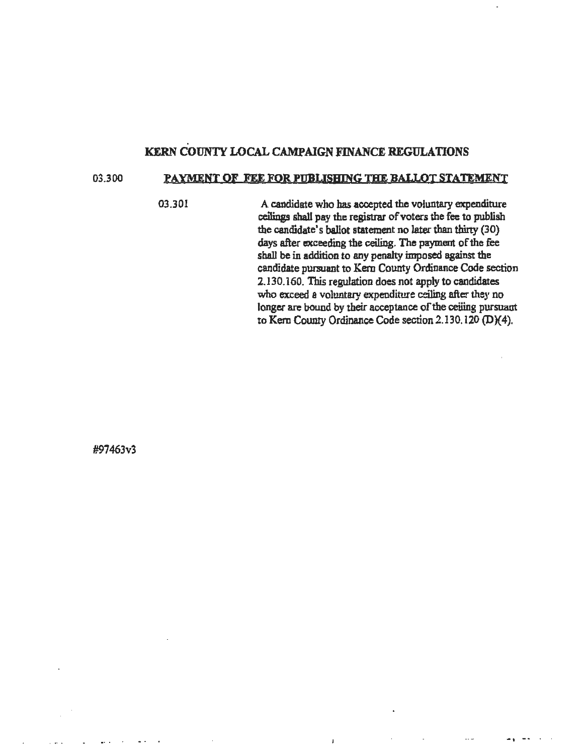# KERN COUNTY LOCAL CAMPAIGN FINANCE REGULATIONS

## 03.300 PAYMENT OF FEE FOR PUBLISHING THE BALLOT STATEMENT

03.301 A candidate who has accepted the voluntary expenditure ceilings shall pay the registrar of voters the fee to publish the candidate's ballot statement no later than thirty (30) days after exceeding the ceiling. The payment of the fee shall be in addition to any penalty imposed against the candidate pursuant to Kern County Ordinance Code section 2.130.160. This regulation does not apply to candidates who exceed a voluntary expenditure ceiling after they no longer are bound by their acceptance of the ceiling pursuant to Kern County Ordinance Code section 2.130.120 (D)(4).

#97463v3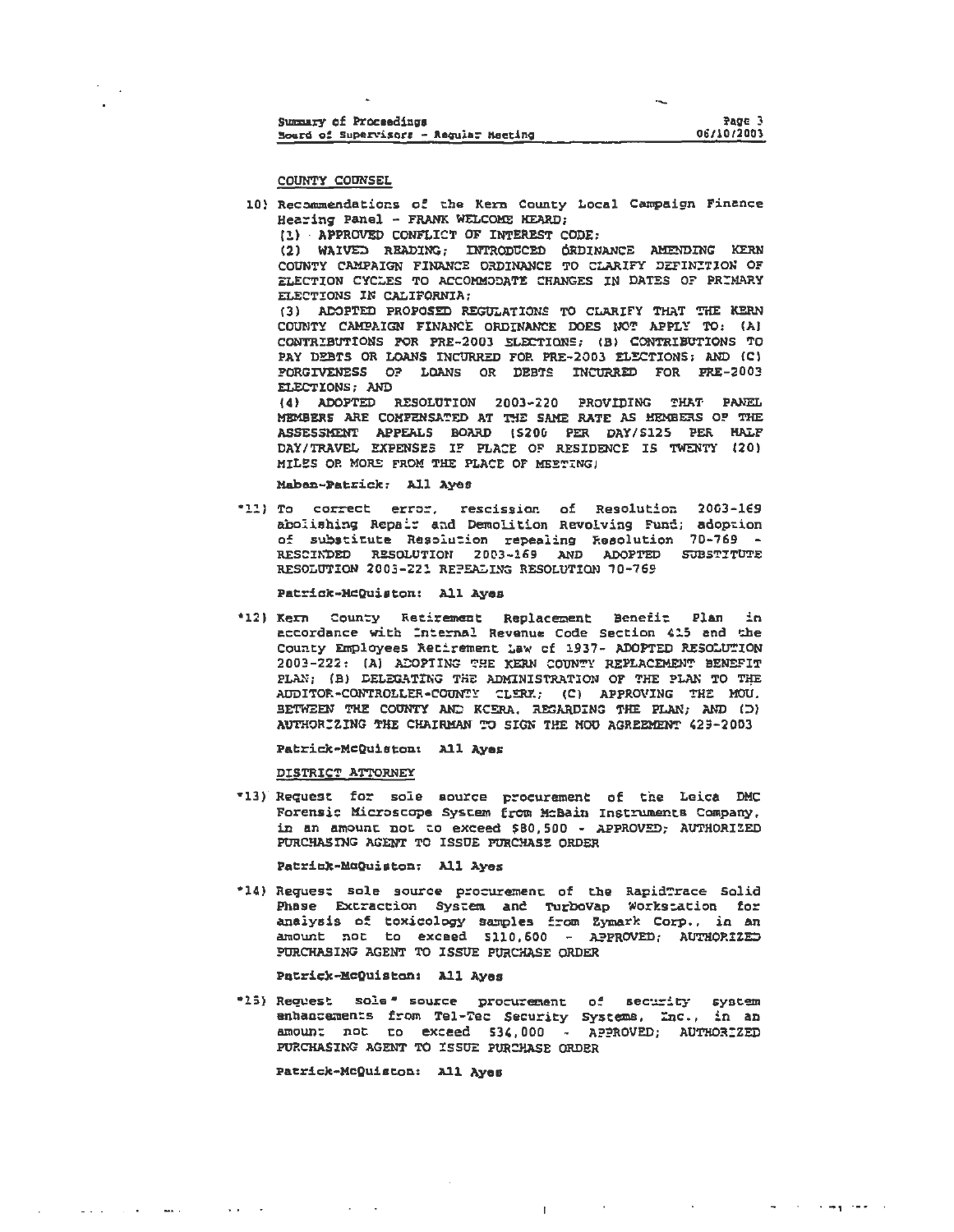### COUNTY COUNSEL

10) Recommendations of the Kern County Local Campaign Finance Hearing Panel - FRANK WELCOME HEARD;
(1) APPROVED CONFLICT OF INTEREST CODE;
(2) WAIVED READING; INTRODUCED ORDINANCE AMENDING KERN COUNTY CAMPAIGN FINANCE ORDINANCE TO CLARIFY DEFINITION OF ELECTION CYCLES TO ACCOMMODATE CHANGES IN DATES OF PRIMARY ELECTIONS IN CALIFORNIA;
(3) ADOPTED PROPOSED REGULATIONS TO CLARIFY THAT THE KERN COUNTY CAMPAIGN FINANCE ORDINANCE DOES NOT APPLY TO: (A) CONTRIBUTIONS FOR PRE-2003 ELECTIONS; (B) CONTRIBUTIONS TO PAY DEBTS OR LOANS INCURRED FOR PRE-2003 ELECTIONS; AND (C) FORGIVENESS OF LOANS OR DEBTS INCURRED FOR PRE-2003 ELECTIONS; AND
(4) ADOPTED RESOLUTION 2003-220 PROVIDING THAT PANEL MEMBERS ARE COMPENSATED AT THE SAME RATE AS MEMBERS OF THE ASSESSMENT APPEALS BOARD ($200 PER DAY/$125 PER HALF DAY/TRAVEL EXPENSES IF PLACE OF RESIDENCE IS TWENTY (20) MILES OR MORE FROM THE PLACE OF MEETING)

Maben-Patrick: All Ayes

*11) To correct error, rescission of Resolution 2003-169 abolishing Repair and Demolition Revolving Fund; adoption of substitute Resolution repealing Resolution 70-769 - RESCINDED RESOLUTION 2003-169 AND ADOPTED SUBSTITUTE RESOLUTION 2003-221 REPEALING RESOLUTION 70-769

Patrick-McQuiston: All Ayes

*12) Kern County Retirement Replacement Benefit Plan in accordance with Internal Revenue Code Section 415 and the County Employees Retirement Law of 1937- ADOPTED RESOLUTION 2003-222: (A) ADOPTING THE KERN COUNTY REPLACEMENT BENEFIT PLAN; (B) DELEGATING THE ADMINISTRATION OF THE PLAN TO THE AUDITOR-CONTROLLER-COUNTY CLERK; (C) APPROVING THE MOU. BETWEEN THE COUNTY AND KCERA, REGARDING THE PLAN; AND (D) AUTHORIZING THE CHAIRMAN TO SIGN THE MOU AGREEMENT 629-2003

Patrick-McQuiston: All Ayes

### DISTRICT ATTORNEY

*13) Request for sole source procurement of the Leica DMC Forensic Microscope System from McBain Instruments Company, in an amount not to exceed $80,500 - APPROVED; AUTHORIZED PURCHASING AGENT TO ISSUE PURCHASE ORDER

Patrick-McQuiston: All Ayes

*14) Request sole source procurement of the RapidTrace Solid Phase Extraction System and TurboVap Workstation for analysis of toxicology samples from Zymark Corp., in an amount not to exceed $110,600 - APPROVED; AUTHORIZED PURCHASING AGENT TO ISSUE PURCHASE ORDER

Patrick-McQuiston: All Ayes

*15) Request sole source procurement of security system enhancements from Tel-Tec Security Systems, Inc., in an amount not to exceed $34,000 - APPROVED; AUTHORIZED PURCHASING AGENT TO ISSUE PURCHASE ORDER

Patrick-McQuiston: All Ayes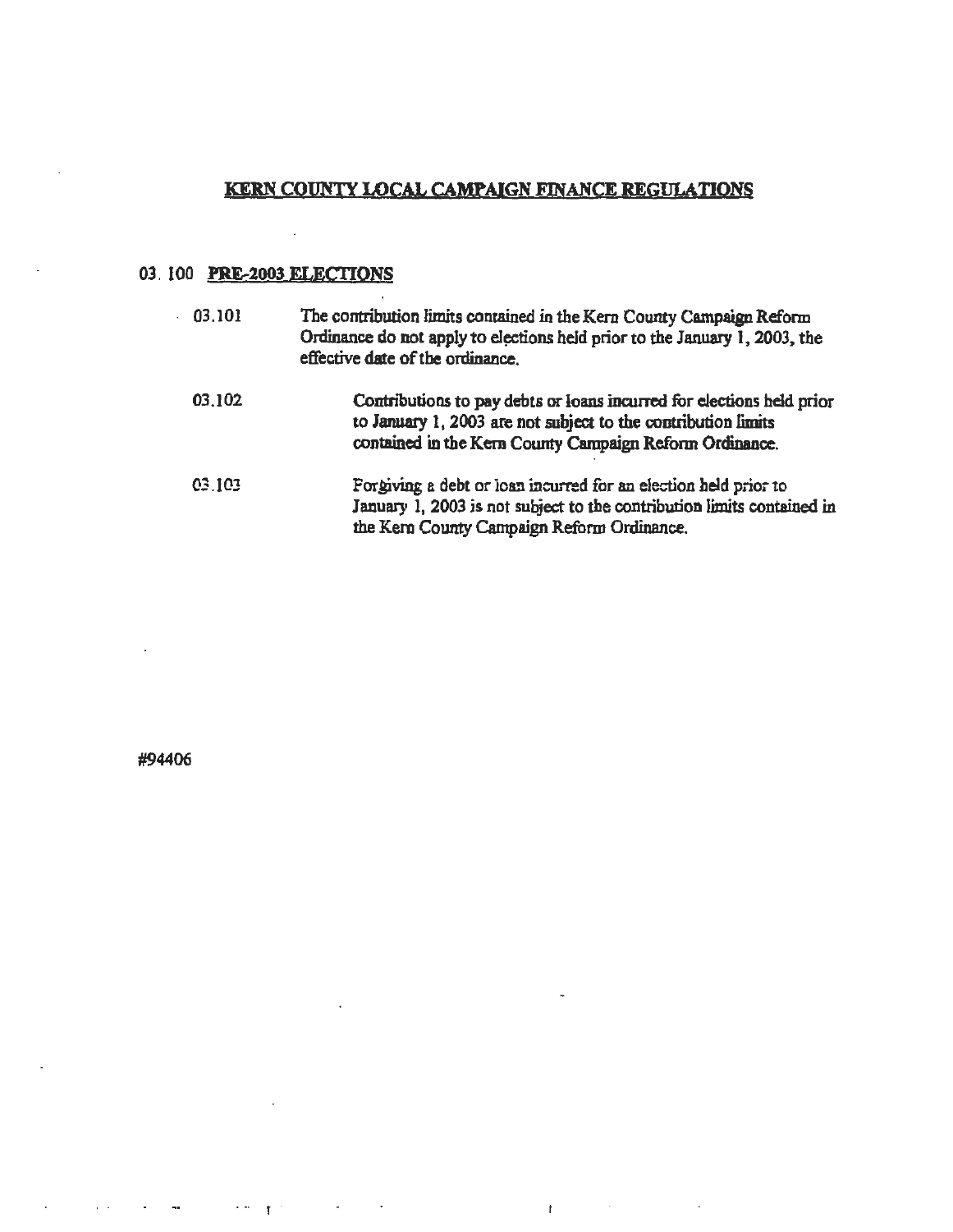# KERN COUNTY LOCAL CAMPAIGN FINANCE REGULATIONS

## 03. 100 PRE-2003 ELECTIONS

03.101 The contribution limits contained in the Kern County Campaign Reform Ordinance do not apply to elections held prior to the January 1, 2003, the effective date of the ordinance.

03.102 Contributions to pay debts or loans incurred for elections held prior to January 1, 2003 are not subject to the contribution limits contained in the Kern County Campaign Reform Ordinance.

03.103 Forgiving a debt or loan incurred for an election held prior to January 1, 2003 is not subject to the contribution limits contained in the Kern County Campaign Reform Ordinance.

#94406